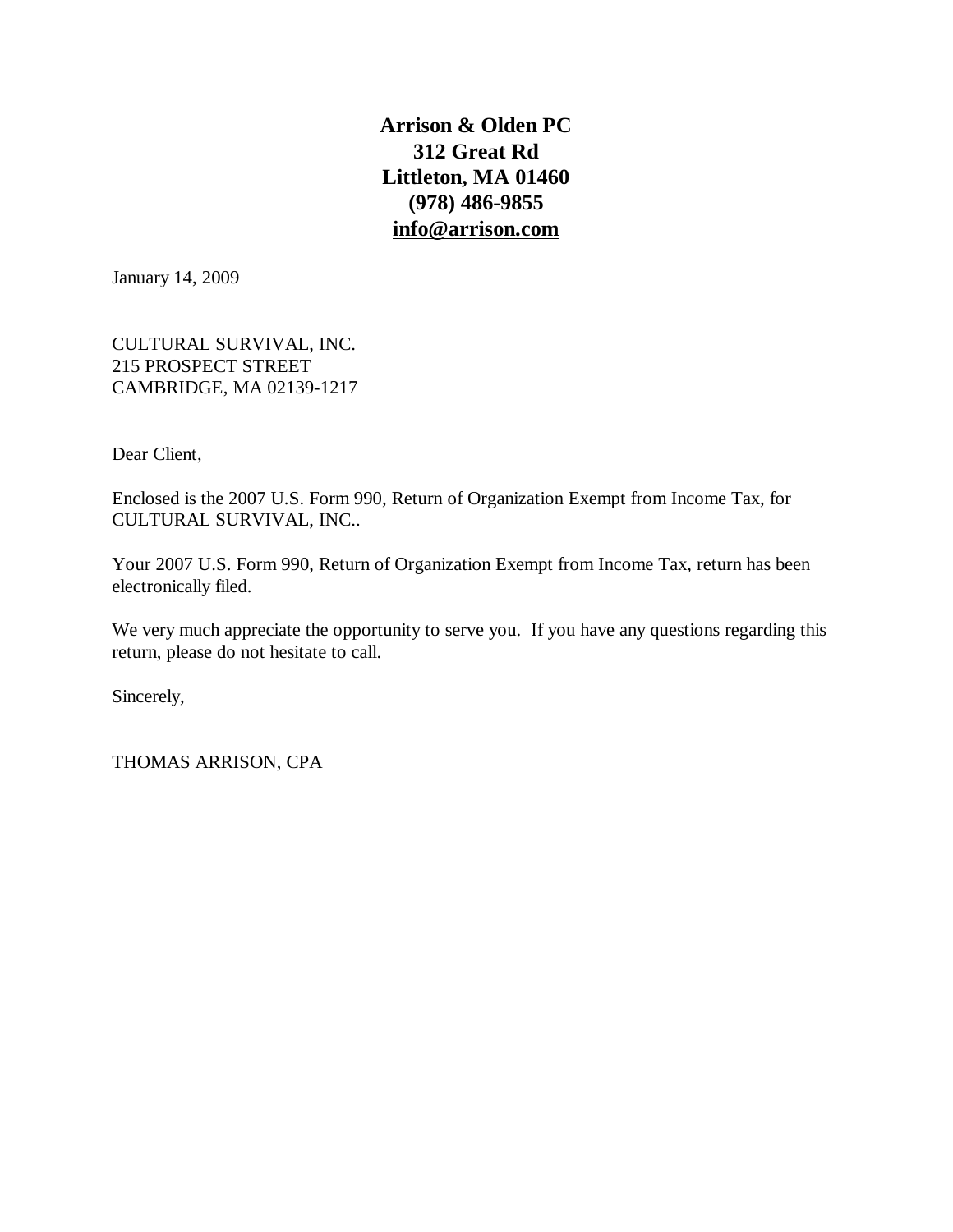**Arrison & Olden PC**
**312 Great Rd**
**Littleton, MA 01460**
**(978) 486-9855**
**info@arrison.com**

January 14, 2009

CULTURAL SURVIVAL, INC.
215 PROSPECT STREET
CAMBRIDGE, MA 02139-1217

Dear Client,

Enclosed is the 2007 U.S. Form 990, Return of Organization Exempt from Income Tax, for CULTURAL SURVIVAL, INC..

Your 2007 U.S. Form 990, Return of Organization Exempt from Income Tax, return has been electronically filed.

We very much appreciate the opportunity to serve you. If you have any questions regarding this return, please do not hesitate to call.

Sincerely,

THOMAS ARRISON, CPA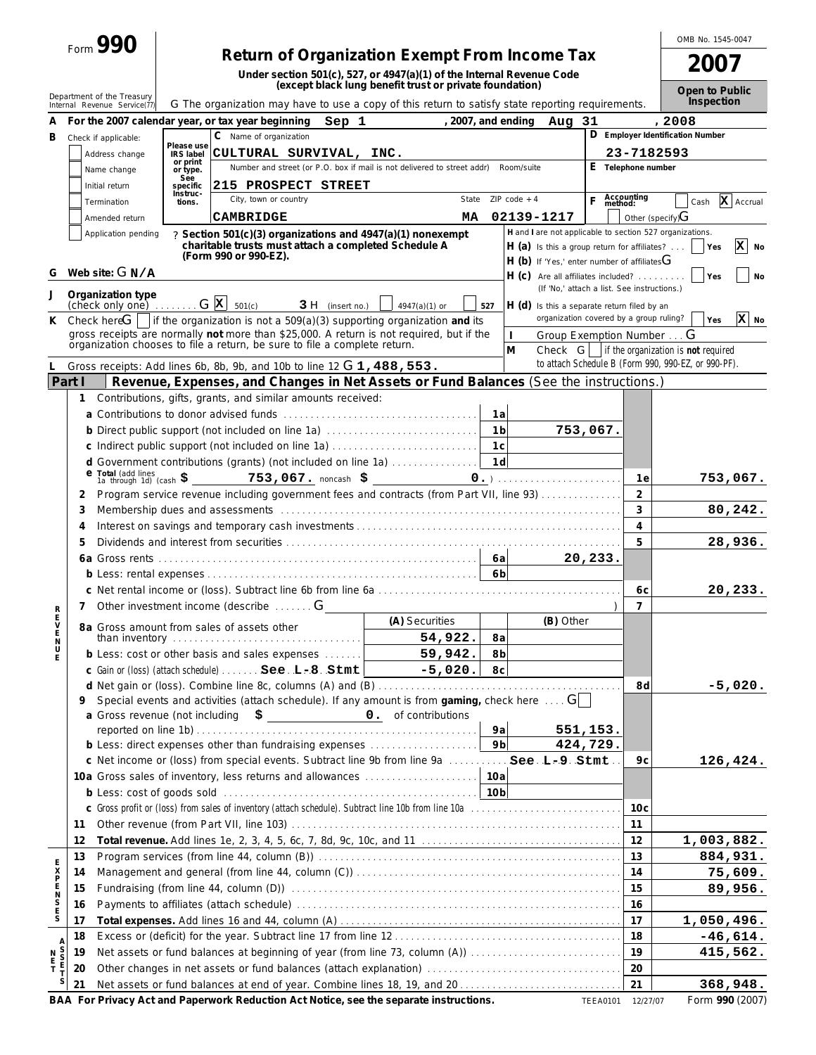Form **990**

Department of the Treasury
Internal Revenue Service(77)

# Return of Organization Exempt From Income Tax

**Under section 501(c), 527, or 4947(a)(1) of the Internal Revenue Code (except black lung benefit trust or private foundation)**

The organization may have to use a copy of this return to satisfy state reporting requirements.

OMB No. 1545-0047

**2007**

**Open to Public Inspection**

**A** For the 2007 calendar year, or tax year beginning Sep 1, 2007, and ending Aug 31, 2008

**B** Check if applicable:
- [ ] Address change
- [ ] Name change
- [ ] Initial return
- [ ] Termination
- [ ] Amended return
- [ ] Application pending

Please use IRS label or print or type. See specific Instructions.

**C** Name of organization: CULTURAL SURVIVAL, INC.

Number and street (or P.O. box if mail is not delivered to street addr) Room/suite: 215 PROSPECT STREET

City, town or country: CAMBRIDGE State: MA ZIP code + 4: 02139-1217

**D** Employer Identification Number: 23-7182593

**E** Telephone number

**F** Accounting method: [ ] Cash [X] Accrual [ ] Other (specify)

• **Section 501(c)(3) organizations and 4947(a)(1) nonexempt charitable trusts must attach a completed Schedule A (Form 990 or 990-EZ).**

**H** and **I** are not applicable to section 527 organizations.

**H (a)** Is this a group return for affiliates? [ ] Yes [X] No

**H (b)** If 'Yes,' enter number of affiliates

**H (c)** Are all affiliates included? [ ] Yes [ ] No (If 'No,' attach a list. See instructions.)

**H (d)** Is this a separate return filed by an organization covered by a group ruling? [ ] Yes [X] No

**G** Web site: N/A

**J** Organization type (check only one) [X] 501(c) ( 3 ) (insert no.) [ ] 4947(a)(1) or [ ] 527

**K** Check here [ ] if the organization is not a 509(a)(3) supporting organization **and** its gross receipts are normally **not** more than $25,000. A return is not required, but if the organization chooses to file a return, be sure to file a complete return.

**I** Group Exemption Number

**M** Check [ ] if the organization is **not** required to attach Schedule B (Form 990, 990-EZ, or 990-PF).

**L** Gross receipts: Add lines 6b, 8b, 9b, and 10b to line 12 1,488,553.

## Part I — Revenue, Expenses, and Changes in Net Assets or Fund Balances (See the instructions.)

### Revenue

| Line | Description | Ref | Amount | Line | Total |
|---|---|---|---|---|---|
| 1 | Contributions, gifts, grants, and similar amounts received: | | | | |
| a | Contributions to donor advised funds | 1a | | | |
| b | Direct public support (not included on line 1a) | 1b | 753,067. | | |
| c | Indirect public support (not included on line 1a) | 1c | | | |
| d | Government contributions (grants) (not included on line 1a) | 1d | | | |
| e | Total (add lines 1a through 1d) (cash $ 753,067. noncash $ 0.) | | | 1e | 753,067. |
| 2 | Program service revenue including government fees and contracts (from Part VII, line 93) | | | 2 | |
| 3 | Membership dues and assessments | | | 3 | 80,242. |
| 4 | Interest on savings and temporary cash investments | | | 4 | |
| 5 | Dividends and interest from securities | | | 5 | 28,936. |
| 6a | Gross rents | 6a | 20,233. | | |
| b | Less: rental expenses | 6b | | | |
| c | Net rental income or (loss). Subtract line 6b from line 6a | | | 6c | 20,233. |
| 7 | Other investment income (describe ) | | | 7 | |

| Line | Description | (A) Securities | Ref | (B) Other | Line | Total |
|---|---|---|---|---|---|---|
| 8a | Gross amount from sales of assets other than inventory | 54,922. | 8a | | | |
| b | Less: cost or other basis and sales expenses | 59,942. | 8b | | | |
| c | Gain or (loss) (attach schedule) See L-8 Stmt | -5,020. | 8c | | | |
| d | Net gain or (loss). Combine line 8c, columns (A) and (B) | | | | 8d | -5,020. |

| Line | Description | Ref | Amount | Line | Total |
|---|---|---|---|---|---|
| 9 | Special events and activities (attach schedule). If any amount is from **gaming,** check here [ ] | | | | |
| a | Gross revenue (not including $ 0. of contributions reported on line 1b) | 9a | 551,153. | | |
| b | Less: direct expenses other than fundraising expenses | 9b | 424,729. | | |
| c | Net income or (loss) from special events. Subtract line 9b from line 9a See L-9 Stmt | | | 9c | 126,424. |
| 10a | Gross sales of inventory, less returns and allowances | 10a | | | |
| b | Less: cost of goods sold | 10b | | | |
| c | Gross profit or (loss) from sales of inventory (attach schedule). Subtract line 10b from line 10a | | | 10c | |
| 11 | Other revenue (from Part VII, line 103) | | | 11 | |
| 12 | **Total revenue.** Add lines 1e, 2, 3, 4, 5, 6c, 7, 8d, 9c, 10c, and 11 | | | 12 | 1,003,882. |

### Expenses

| Line | Description | Line | Amount |
|---|---|---|---|
| 13 | Program services (from line 44, column (B)) | 13 | 884,931. |
| 14 | Management and general (from line 44, column (C)) | 14 | 75,609. |
| 15 | Fundraising (from line 44, column (D)) | 15 | 89,956. |
| 16 | Payments to affiliates (attach schedule) | 16 | |
| 17 | **Total expenses.** Add lines 16 and 44, column (A) | 17 | 1,050,496. |

### Net Assets

| Line | Description | Line | Amount |
|---|---|---|---|
| 18 | Excess or (deficit) for the year. Subtract line 17 from line 12 | 18 | -46,614. |
| 19 | Net assets or fund balances at beginning of year (from line 73, column (A)) | 19 | 415,562. |
| 20 | Other changes in net assets or fund balances (attach explanation) | 20 | |
| 21 | Net assets or fund balances at end of year. Combine lines 18, 19, and 20 | 21 | 368,948. |

**BAA For Privacy Act and Paperwork Reduction Act Notice, see the separate instructions.** TEEA0101 12/27/07 Form **990** (2007)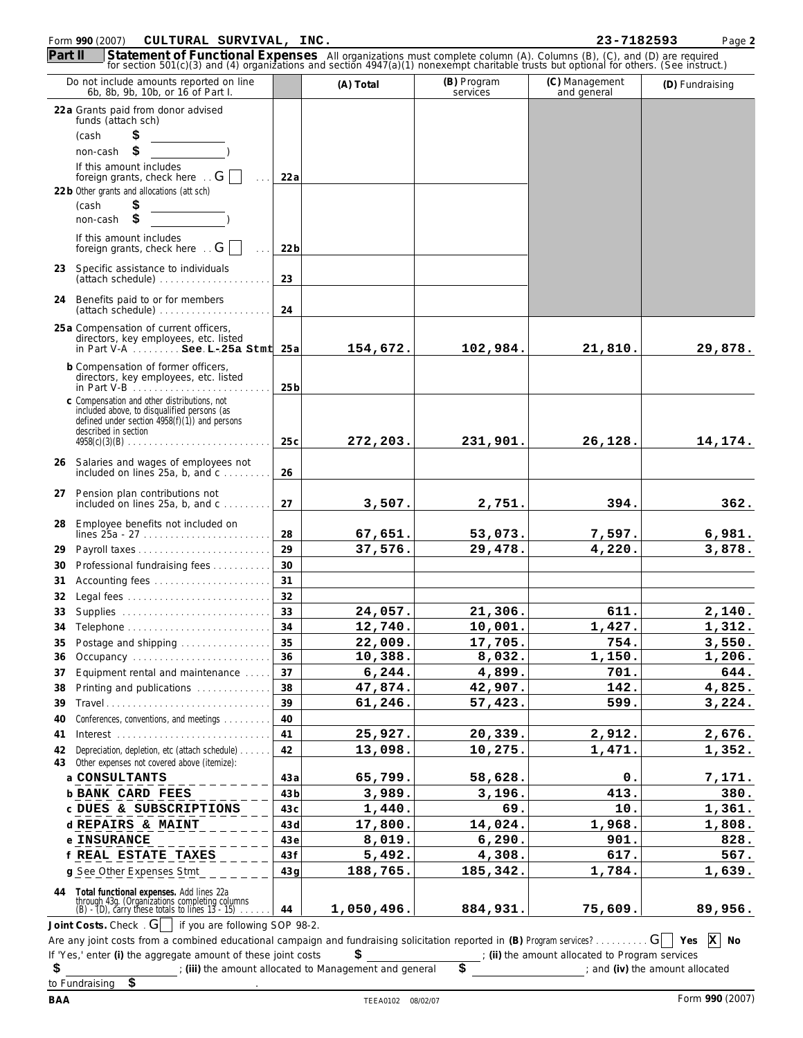Form **990** (2007) **CULTURAL SURVIVAL, INC.** **23-7182593**

**Part II** **Statement of Functional Expenses** All organizations must complete column (A). Columns (B), (C), and (D) are required for section 501(c)(3) and (4) organizations and section 4947(a)(1) nonexempt charitable trusts but optional for others. (See instruct.)

| Do not include amounts reported on line 6b, 8b, 9b, 10b, or 16 of Part I. | | (A) Total | (B) Program services | (C) Management and general | (D) Fundraising |
|---|---|---|---|---|---|
| **22a** Grants paid from donor advised funds (attach sch) (cash $ ____ non-cash $ ____) If this amount includes foreign grants, check here ☐ | 22a | | | | |
| **22b** Other grants and allocations (att sch) (cash $ ____ non-cash $ ____) If this amount includes foreign grants, check here ☐ | 22b | | | | |
| **23** Specific assistance to individuals (attach schedule) | 23 | | | | |
| **24** Benefits paid to or for members (attach schedule) | 24 | | | | |
| **25a** Compensation of current officers, directors, key employees, etc. listed in Part V-A ......... **See L-25a Stmt** | 25a | 154,672. | 102,984. | 21,810. | 29,878. |
| **b** Compensation of former officers, directors, key employees, etc. listed in Part V-B | 25b | | | | |
| **c** Compensation and other distributions, not included above, to disqualified persons (as defined under section 4958(f)(1)) and persons described in section 4958(c)(3)(B) | 25c | 272,203. | 231,901. | 26,128. | 14,174. |
| **26** Salaries and wages of employees not included on lines 25a, b, and c | 26 | | | | |
| **27** Pension plan contributions not included on lines 25a, b, and c | 27 | 3,507. | 2,751. | 394. | 362. |
| **28** Employee benefits not included on lines 25a - 27 | 28 | 67,651. | 53,073. | 7,597. | 6,981. |
| **29** Payroll taxes | 29 | 37,576. | 29,478. | 4,220. | 3,878. |
| **30** Professional fundraising fees | 30 | | | | |
| **31** Accounting fees | 31 | | | | |
| **32** Legal fees | 32 | | | | |
| **33** Supplies | 33 | 24,057. | 21,306. | 611. | 2,140. |
| **34** Telephone | 34 | 12,740. | 10,001. | 1,427. | 1,312. |
| **35** Postage and shipping | 35 | 22,009. | 17,705. | 754. | 3,550. |
| **36** Occupancy | 36 | 10,388. | 8,032. | 1,150. | 1,206. |
| **37** Equipment rental and maintenance | 37 | 6,244. | 4,899. | 701. | 644. |
| **38** Printing and publications | 38 | 47,874. | 42,907. | 142. | 4,825. |
| **39** Travel | 39 | 61,246. | 57,423. | 599. | 3,224. |
| **40** Conferences, conventions, and meetings | 40 | | | | |
| **41** Interest | 41 | 25,927. | 20,339. | 2,912. | 2,676. |
| **42** Depreciation, depletion, etc (attach schedule) | 42 | 13,098. | 10,275. | 1,471. | 1,352. |
| **43** Other expenses not covered above (itemize): | | | | | |
| **a** CONSULTANTS | 43a | 65,799. | 58,628. | 0. | 7,171. |
| **b** BANK CARD FEES | 43b | 3,989. | 3,196. | 413. | 380. |
| **c** DUES & SUBSCRIPTIONS | 43c | 1,440. | 69. | 10. | 1,361. |
| **d** REPAIRS & MAINT | 43d | 17,800. | 14,024. | 1,968. | 1,808. |
| **e** INSURANCE | 43e | 8,019. | 6,290. | 901. | 828. |
| **f** REAL ESTATE TAXES | 43f | 5,492. | 4,308. | 617. | 567. |
| **g** See Other Expenses Stmt | 43g | 188,765. | 185,342. | 1,784. | 1,639. |
| **44 Total functional expenses.** Add lines 22a through 43g. (Organizations completing columns (B) - (D), carry these totals to lines 13 - 15) | 44 | 1,050,496. | 884,931. | 75,609. | 89,956. |

**Joint Costs.** Check ☐ if you are following SOP 98-2.

Are any joint costs from a combined educational campaign and fundraising solicitation reported in **(B)** Program services? ☐ **Yes** ☒ **No**

If 'Yes,' enter **(i)** the aggregate amount of these joint costs $ ________ ; **(ii)** the amount allocated to Program services $ ________ ; **(iii)** the amount allocated to Management and general $ ________ ; and **(iv)** the amount allocated to Fundraising $ ________ .

BAA TEEA0102 08/02/07 Form **990** (2007)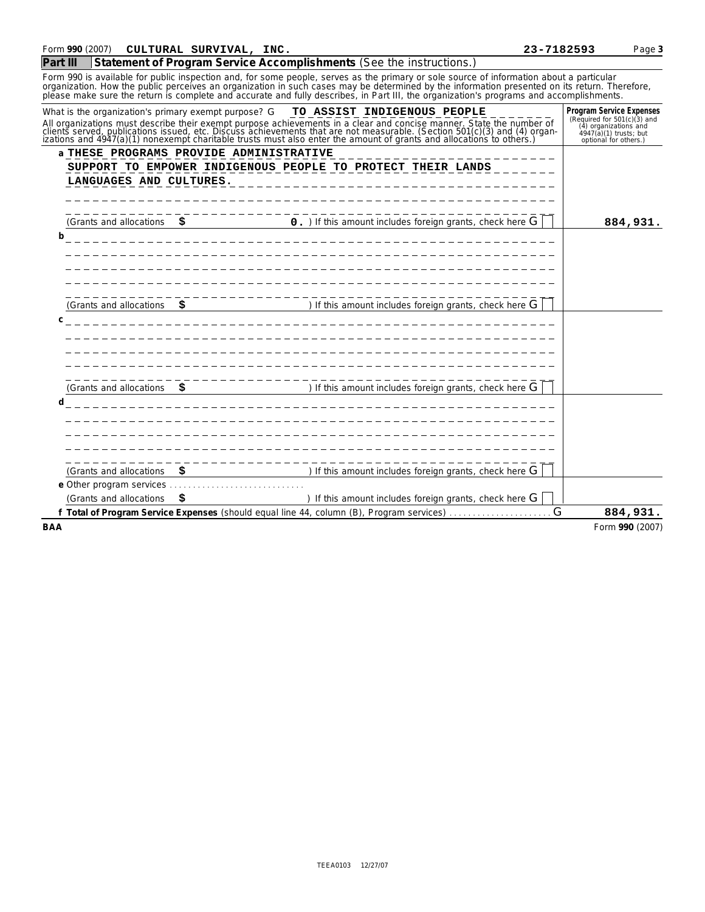Form **990** (2007) **CULTURAL SURVIVAL, INC.** **23-7182593**

## Part III Statement of Program Service Accomplishments (See the instructions.)

Form 990 is available for public inspection and, for some people, serves as the primary or sole source of information about a particular organization. How the public perceives an organization in such cases may be determined by the information presented on its return. Therefore, please make sure the return is complete and accurate and fully describes, in Part III, the organization's programs and accomplishments.

What is the organization's primary exempt purpose? **TO ASSIST INDIGENOUS PEOPLE**

All organizations must describe their exempt purpose achievements in a clear and concise manner. State the number of clients served, publications issued, etc. Discuss achievements that are not measurable. (Section 501(c)(3) and (4) organizations and 4947(a)(1) nonexempt charitable trusts must also enter the amount of grants and allocations to others.)

| | Program Service Expenses (Required for 501(c)(3) and (4) organizations and 4947(a)(1) trusts; but optional for others.) |
|---|---|
| **a** THESE PROGRAMS PROVIDE ADMINISTRATIVE SUPPORT TO EMPOWER INDIGENOUS PEOPLE TO PROTECT THEIR LANDS LANGUAGES AND CULTURES.<br>(Grants and allocations $ 0. ) If this amount includes foreign grants, check here ☐ | 884,931. |
| **b**<br>(Grants and allocations $ ) If this amount includes foreign grants, check here ☐ | |
| **c**<br>(Grants and allocations $ ) If this amount includes foreign grants, check here ☐ | |
| **d**<br>(Grants and allocations $ ) If this amount includes foreign grants, check here ☐ | |
| **e** Other program services<br>(Grants and allocations $ ) If this amount includes foreign grants, check here ☐ | |
| **f Total of Program Service Expenses** (should equal line 44, column (B), Program services) | 884,931. |

BAA Form **990** (2007)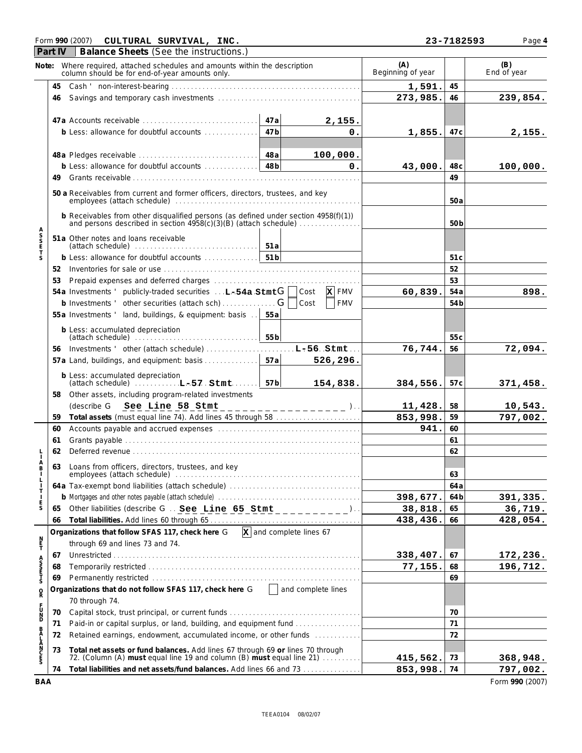Form **990** (2007) **CULTURAL SURVIVAL, INC.** **23-7182593** 

## Part IV | Balance Sheets (See the instructions.)

| | Note: Where required, attached schedules and amounts within the description column should be for end-of-year amounts only. | | | (A) Beginning of year | | (B) End of year |
|---|---|---|---|---|---|---|
| ASSETS | **45** Cash – non-interest-bearing | | | 1,591. | 45 | |
| | **46** Savings and temporary cash investments | | | 273,985. | 46 | 239,854. |
| | **47a** Accounts receivable | 47a | 2,155. | | | |
| | **b** Less: allowance for doubtful accounts | 47b | 0. | 1,855. | 47c | 2,155. |
| | **48a** Pledges receivable | 48a | 100,000. | | | |
| | **b** Less: allowance for doubtful accounts | 48b | 0. | 43,000. | 48c | 100,000. |
| | **49** Grants receivable | | | | 49 | |
| | **50a** Receivables from current and former officers, directors, trustees, and key employees (attach schedule) | | | | 50a | |
| | **b** Receivables from other disqualified persons (as defined under section 4958(f)(1)) and persons described in section 4958(c)(3)(B) (attach schedule) | | | | 50b | |
| | **51a** Other notes and loans receivable (attach schedule) | 51a | | | | |
| | **b** Less: allowance for doubtful accounts | 51b | | | 51c | |
| | **52** Inventories for sale or use | | | | 52 | |
| | **53** Prepaid expenses and deferred charges | | | | 53 | |
| | **54a** Investments – publicly-traded securities L-54a Stmt ☐ Cost ☒ FMV | | | 60,839. | 54a | 898. |
| | **b** Investments – other securities (attach sch) ☐ Cost ☐ FMV | | | | 54b | |
| | **55a** Investments – land, buildings, & equipment: basis | 55a | | | | |
| | **b** Less: accumulated depreciation (attach schedule) | 55b | | | 55c | |
| | **56** Investments – other (attach schedule) L-56 Stmt | | | 76,744. | 56 | 72,094. |
| | **57a** Land, buildings, and equipment: basis | 57a | 526,296. | | | |
| | **b** Less: accumulated depreciation (attach schedule) L-57 Stmt | 57b | 154,838. | 384,556. | 57c | 371,458. |
| | **58** Other assets, including program-related investments (describe See Line 58 Stmt) | | | 11,428. | 58 | 10,543. |
| | **59** **Total assets** (must equal line 74). Add lines 45 through 58 | | | 853,998. | 59 | 797,002. |
| LIABILITIES | **60** Accounts payable and accrued expenses | | | 941. | 60 | |
| | **61** Grants payable | | | | 61 | |
| | **62** Deferred revenue | | | | 62 | |
| | **63** Loans from officers, directors, trustees, and key employees (attach schedule) | | | | 63 | |
| | **64a** Tax-exempt bond liabilities (attach schedule) | | | | 64a | |
| | **b** Mortgages and other notes payable (attach schedule) | | | 398,677. | 64b | 391,335. |
| | **65** Other liabilities (describe See Line 65 Stmt) | | | 38,818. | 65 | 36,719. |
| | **66** **Total liabilities.** Add lines 60 through 65 | | | 438,436. | 66 | 428,054. |
| NET ASSETS OR FUND BALANCES | **Organizations that follow SFAS 117, check here** ☒ and complete lines 67 through 69 and lines 73 and 74. | | | | | |
| | **67** Unrestricted | | | 338,407. | 67 | 172,236. |
| | **68** Temporarily restricted | | | 77,155. | 68 | 196,712. |
| | **69** Permanently restricted | | | | 69 | |
| | **Organizations that do not follow SFAS 117, check here** ☐ and complete lines 70 through 74. | | | | | |
| | **70** Capital stock, trust principal, or current funds | | | | 70 | |
| | **71** Paid-in or capital surplus, or land, building, and equipment fund | | | | 71 | |
| | **72** Retained earnings, endowment, accumulated income, or other funds | | | | 72 | |
| | **73** **Total net assets or fund balances.** Add lines 67 through 69 **or** lines 70 through 72. (Column (A) **must** equal line 19 and column (B) **must** equal line 21) | | | 415,562. | 73 | 368,948. |
| | **74** **Total liabilities and net assets/fund balances.** Add lines 66 and 73 | | | 853,998. | 74 | 797,002. |

**BAA** Form **990** (2007)

TEEA0104 08/02/07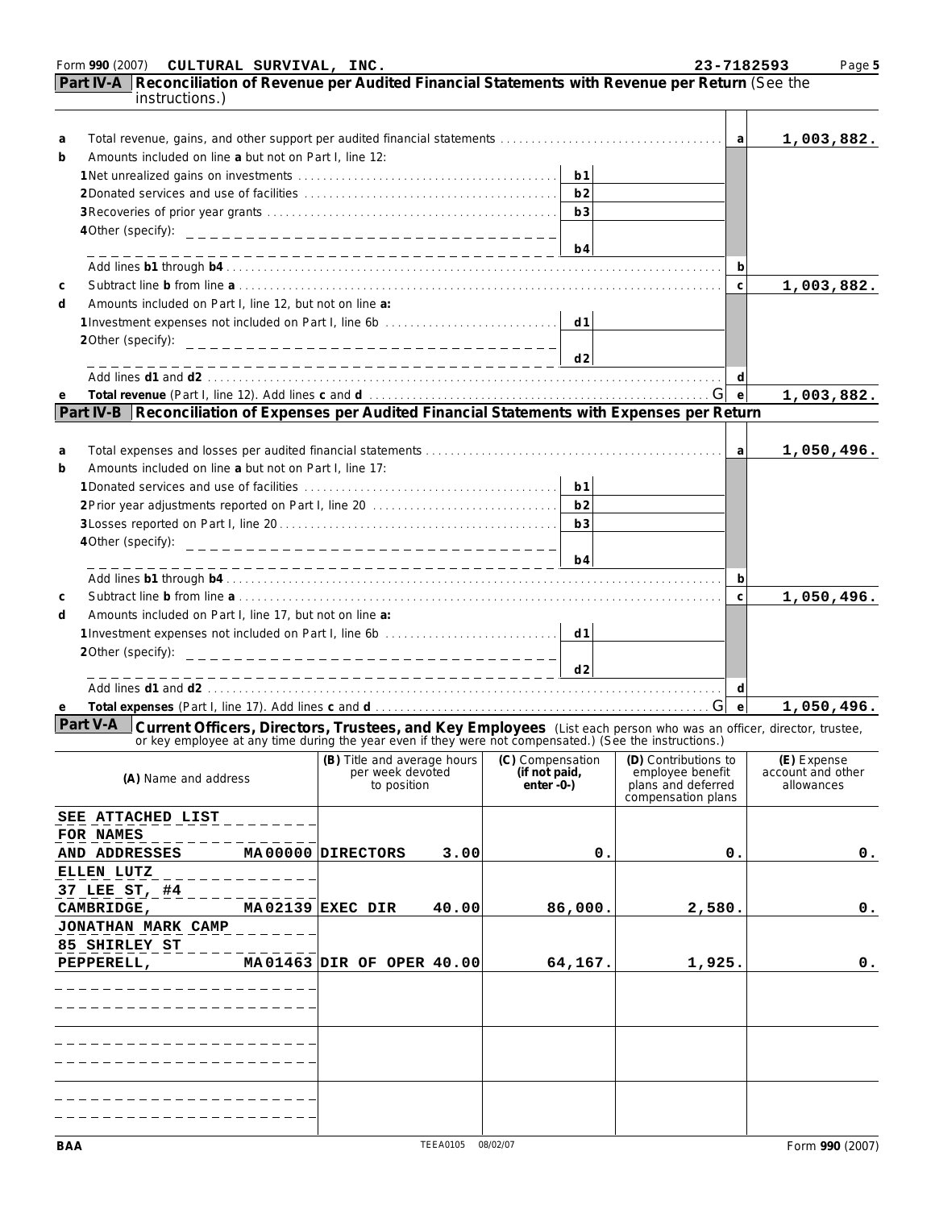Form **990** (2007) **CULTURAL SURVIVAL, INC.** **23-7182593**

## Part IV-A Reconciliation of Revenue per Audited Financial Statements with Revenue per Return (See the instructions.)

| | | | | | |
|---|---|---|---|---|---|
| **a** | Total revenue, gains, and other support per audited financial statements | | | a | 1,003,882. |
| **b** | Amounts included on line **a** but not on Part I, line 12: | | | | |
| | 1 Net unrealized gains on investments | b1 | | | |
| | 2 Donated services and use of facilities | b2 | | | |
| | 3 Recoveries of prior year grants | b3 | | | |
| | 4 Other (specify): | b4 | | | |
| | Add lines **b1** through **b4** | | | b | |
| **c** | Subtract line **b** from line **a** | | | c | 1,003,882. |
| **d** | Amounts included on Part I, line 12, but not on line **a:** | | | | |
| | 1 Investment expenses not included on Part I, line 6b | d1 | | | |
| | 2 Other (specify): | d2 | | | |
| | Add lines **d1** and **d2** | | | d | |
| **e** | **Total revenue** (Part I, line 12). Add lines **c** and **d** | | | e | 1,003,882. |

## Part IV-B Reconciliation of Expenses per Audited Financial Statements with Expenses per Return

| | | | | | |
|---|---|---|---|---|---|
| **a** | Total expenses and losses per audited financial statements | | | a | 1,050,496. |
| **b** | Amounts included on line **a** but not on Part I, line 17: | | | | |
| | 1 Donated services and use of facilities | b1 | | | |
| | 2 Prior year adjustments reported on Part I, line 20 | b2 | | | |
| | 3 Losses reported on Part I, line 20 | b3 | | | |
| | 4 Other (specify): | b4 | | | |
| | Add lines **b1** through **b4** | | | b | |
| **c** | Subtract line **b** from line **a** | | | c | 1,050,496. |
| **d** | Amounts included on Part I, line 17, but not on line **a:** | | | | |
| | 1 Investment expenses not included on Part I, line 6b | d1 | | | |
| | 2 Other (specify): | d2 | | | |
| | Add lines **d1** and **d2** | | | d | |
| **e** | **Total expenses** (Part I, line 17). Add lines **c** and **d** | | | e | 1,050,496. |

## Part V-A Current Officers, Directors, Trustees, and Key Employees (List each person who was an officer, director, trustee, or key employee at any time during the year even if they were not compensated.) (See the instructions.)

| (A) Name and address | (B) Title and average hours per week devoted to position | (C) Compensation (if not paid, enter -0-) | (D) Contributions to employee benefit plans and deferred compensation plans | (E) Expense account and other allowances |
|---|---|---|---|---|
| SEE ATTACHED LIST FOR NAMES AND ADDRESSES MA 00000 | DIRECTORS 3.00 | 0. | 0. | 0. |
| ELLEN LUTZ 37 LEE ST, #4 CAMBRIDGE, MA 02139 | EXEC DIR 40.00 | 86,000. | 2,580. | 0. |
| JONATHAN MARK CAMP 85 SHIRLEY ST PEPPERELL, MA 01463 | DIR OF OPER 40.00 | 64,167. | 1,925. | 0. |
| | | | | |
| | | | | |
| | | | | |

BAA TEEA0105 08/02/07 Form **990** (2007)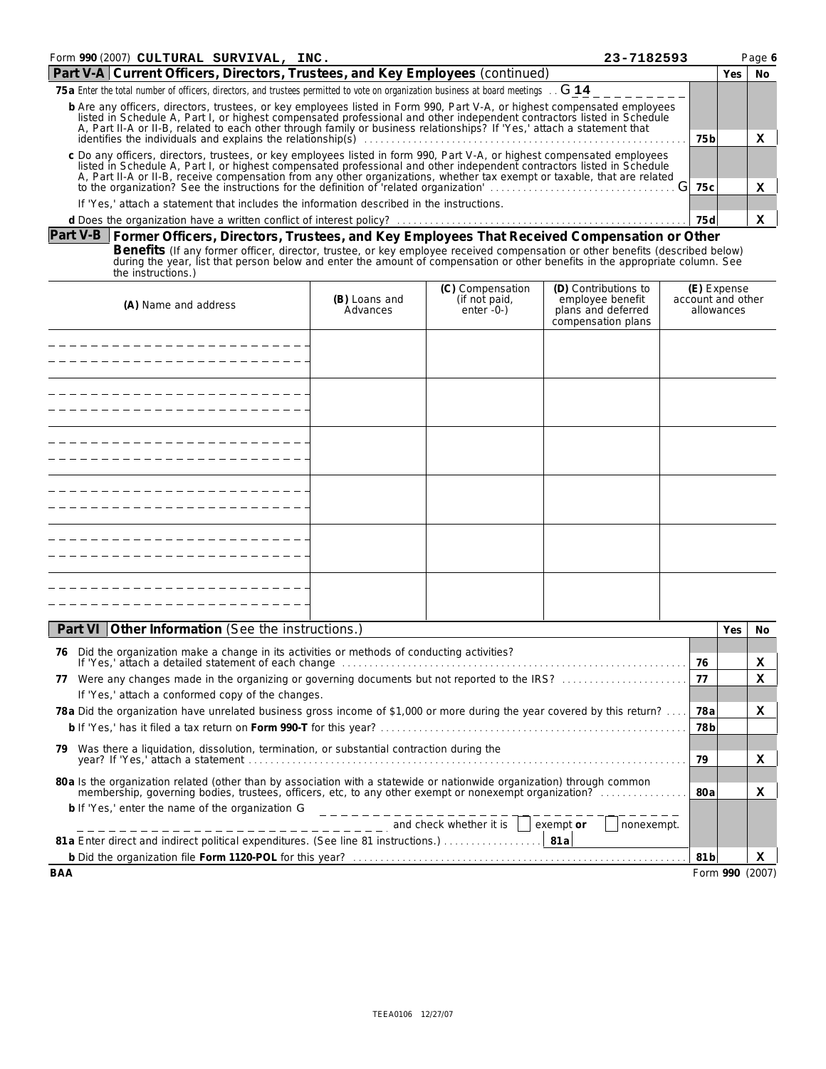Form **990** (2007) **CULTURAL SURVIVAL, INC.** 23-7182593 Page **6**

## Part V-A Current Officers, Directors, Trustees, and Key Employees (continued)

| | | Yes | No |
|---|---|---|---|
| **75a** Enter the total number of officers, directors, and trustees permitted to vote on organization business at board meetings . . G 14 | | | |
| **b** Are any officers, directors, trustees, or key employees listed in Form 990, Part V-A, or highest compensated employees listed in Schedule A, Part I, or highest compensated professional and other independent contractors listed in Schedule A, Part II-A or II-B, related to each other through family or business relationships? If 'Yes,' attach a statement that identifies the individuals and explains the relationship(s) | 75b | | X |
| **c** Do any officers, directors, trustees, or key employees listed in form 990, Part V-A, or highest compensated employees listed in Schedule A, Part I, or highest compensated professional and other independent contractors listed in Schedule A, Part II-A or II-B, receive compensation from any other organizations, whether tax exempt or taxable, that are related to the organization? See the instructions for the definition of 'related organization' G | 75c | | X |
| If 'Yes,' attach a statement that includes the information described in the instructions. | | | |
| **d** Does the organization have a written conflict of interest policy? | 75d | | X |

## Part V-B Former Officers, Directors, Trustees, and Key Employees That Received Compensation or Other Benefits

(If any former officer, director, trustee, or key employee received compensation or other benefits (described below) during the year, list that person below and enter the amount of compensation or other benefits in the appropriate column. See the instructions.)

| (A) Name and address | (B) Loans and Advances | (C) Compensation (if not paid, enter -0-) | (D) Contributions to employee benefit plans and deferred compensation plans | (E) Expense account and other allowances |
|---|---|---|---|---|
| | | | | |
| | | | | |
| | | | | |
| | | | | |
| | | | | |
| | | | | |

## Part VI Other Information (See the instructions.)

| | | Yes | No |
|---|---|---|---|
| **76** Did the organization make a change in its activities or methods of conducting activities? If 'Yes,' attach a detailed statement of each change | 76 | | X |
| **77** Were any changes made in the organizing or governing documents but not reported to the IRS? If 'Yes,' attach a conformed copy of the changes. | 77 | | X |
| **78a** Did the organization have unrelated business gross income of $1,000 or more during the year covered by this return? | 78a | | X |
| **b** If 'Yes,' has it filed a tax return on **Form 990-T** for this year? | 78b | | |
| **79** Was there a liquidation, dissolution, termination, or substantial contraction during the year? If 'Yes,' attach a statement | 79 | | X |
| **80a** Is the organization related (other than by association with a statewide or nationwide organization) through common membership, governing bodies, trustees, officers, etc, to any other exempt or nonexempt organization? | 80a | | X |
| **b** If 'Yes,' enter the name of the organization G and check whether it is ☐ exempt **or** ☐ nonexempt. | | | |
| **81a** Enter direct and indirect political expenditures. (See line 81 instructions.) **81a** | | | |
| **b** Did the organization file **Form 1120-POL** for this year? | 81b | | X |

BAA Form **990** (2007)

TEEA0106 12/27/07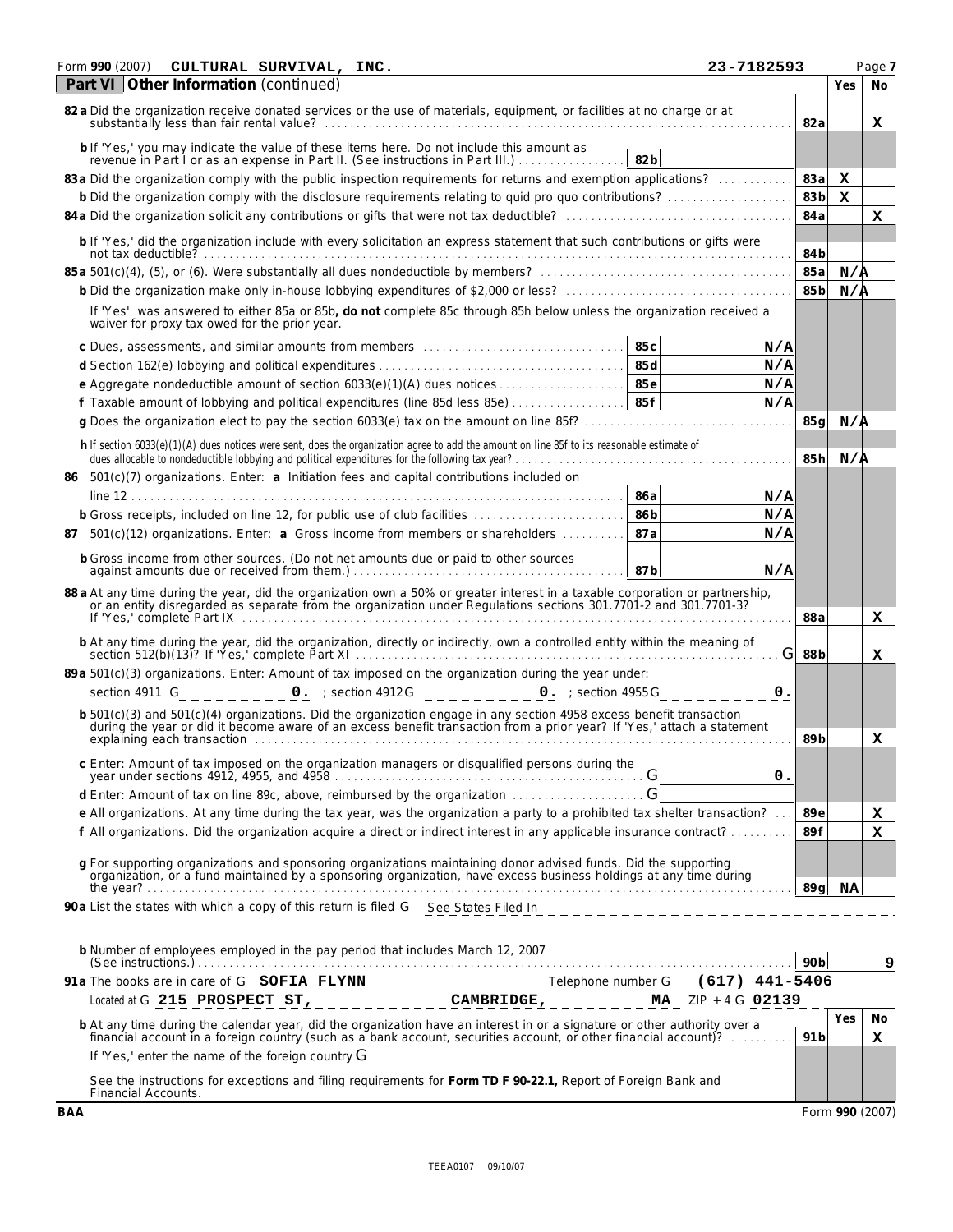Form **990** (2007) **CULTURAL SURVIVAL, INC.** **23-7182593** Page **7**

## Part VI Other Information (continued)

| | | | Yes | No |
|---|---|---|---|---|
| **82a** Did the organization receive donated services or the use of materials, equipment, or facilities at no charge or at substantially less than fair rental value? | | 82a | | X |
| **b** If 'Yes,' you may indicate the value of these items here. Do not include this amount as revenue in Part I or as an expense in Part II. (See instructions in Part III.) | 82b | | | |
| **83a** Did the organization comply with the public inspection requirements for returns and exemption applications? | | 83a | X | |
| **b** Did the organization comply with the disclosure requirements relating to quid pro quo contributions? | | 83b | X | |
| **84a** Did the organization solicit any contributions or gifts that were not tax deductible? | | 84a | | X |
| **b** If 'Yes,' did the organization include with every solicitation an express statement that such contributions or gifts were not tax deductible? | | 84b | | |
| **85a** 501(c)(4), (5), or (6). Were substantially all dues nondeductible by members? | | 85a | N/A | |
| **b** Did the organization make only in-house lobbying expenditures of $2,000 or less? | | 85b | N/A | |
| If 'Yes' was answered to either 85a or 85b, **do not** complete 85c through 85h below unless the organization received a waiver for proxy tax owed for the prior year. | | | | |
| **c** Dues, assessments, and similar amounts from members | 85c N/A | | | |
| **d** Section 162(e) lobbying and political expenditures | 85d N/A | | | |
| **e** Aggregate nondeductible amount of section 6033(e)(1)(A) dues notices | 85e N/A | | | |
| **f** Taxable amount of lobbying and political expenditures (line 85d less 85e) | 85f N/A | | | |
| **g** Does the organization elect to pay the section 6033(e) tax on the amount on line 85f? | | 85g | N/A | |
| **h** If section 6033(e)(1)(A) dues notices were sent, does the organization agree to add the amount on line 85f to its reasonable estimate of dues allocable to nondeductible lobbying and political expenditures for the following tax year? | | 85h | N/A | |
| **86** 501(c)(7) organizations. Enter: **a** Initiation fees and capital contributions included on line 12 | 86a N/A | | | |
| **b** Gross receipts, included on line 12, for public use of club facilities | 86b N/A | | | |
| **87** 501(c)(12) organizations. Enter: **a** Gross income from members or shareholders | 87a N/A | | | |
| **b** Gross income from other sources. (Do not net amounts due or paid to other sources against amounts due or received from them.) | 87b N/A | | | |
| **88a** At any time during the year, did the organization own a 50% or greater interest in a taxable corporation or partnership, or an entity disregarded as separate from the organization under Regulations sections 301.7701-2 and 301.7701-3? If 'Yes,' complete Part IX | | 88a | | X |
| **b** At any time during the year, did the organization, directly or indirectly, own a controlled entity within the meaning of section 512(b)(13)? If 'Yes,' complete Part XI | | 88b | | X |
| **89a** 501(c)(3) organizations. Enter: Amount of tax imposed on the organization during the year under: section 4911 0. ; section 4912 0. ; section 4955 0. | | | | |
| **b** 501(c)(3) and 501(c)(4) organizations. Did the organization engage in any section 4958 excess benefit transaction during the year or did it become aware of an excess benefit transaction from a prior year? If 'Yes,' attach a statement explaining each transaction | | 89b | | X |
| **c** Enter: Amount of tax imposed on the organization managers or disqualified persons during the year under sections 4912, 4955, and 4958 | 0. | | | |
| **d** Enter: Amount of tax on line 89c, above, reimbursed by the organization | | | | |
| **e** All organizations. At any time during the tax year, was the organization a party to a prohibited tax shelter transaction? | | 89e | | X |
| **f** All organizations. Did the organization acquire a direct or indirect interest in any applicable insurance contract? | | 89f | | X |
| **g** For supporting organizations and sponsoring organizations maintaining donor advised funds. Did the supporting organization, or a fund maintained by a sponsoring organization, have excess business holdings at any time during the year? | | 89g | NA | |

**90a** List the states with which a copy of this return is filed See States Filed In

**b** Number of employees employed in the pay period that includes March 12, 2007 (See instructions.) — 90b: 9

**91a** The books are in care of **SOFIA FLYNN** Telephone number **(617) 441-5406**

Located at **215 PROSPECT ST, CAMBRIDGE, MA** ZIP + 4 **02139**

| | | Yes | No |
|---|---|---|---|
| **b** At any time during the calendar year, did the organization have an interest in or a signature or other authority over a financial account in a foreign country (such as a bank account, securities account, or other financial account)? | 91b | | X |

If 'Yes,' enter the name of the foreign country

See the instructions for exceptions and filing requirements for **Form TD F 90-22.1,** Report of Foreign Bank and Financial Accounts.

BAA Form **990** (2007)

TEEA0107 09/10/07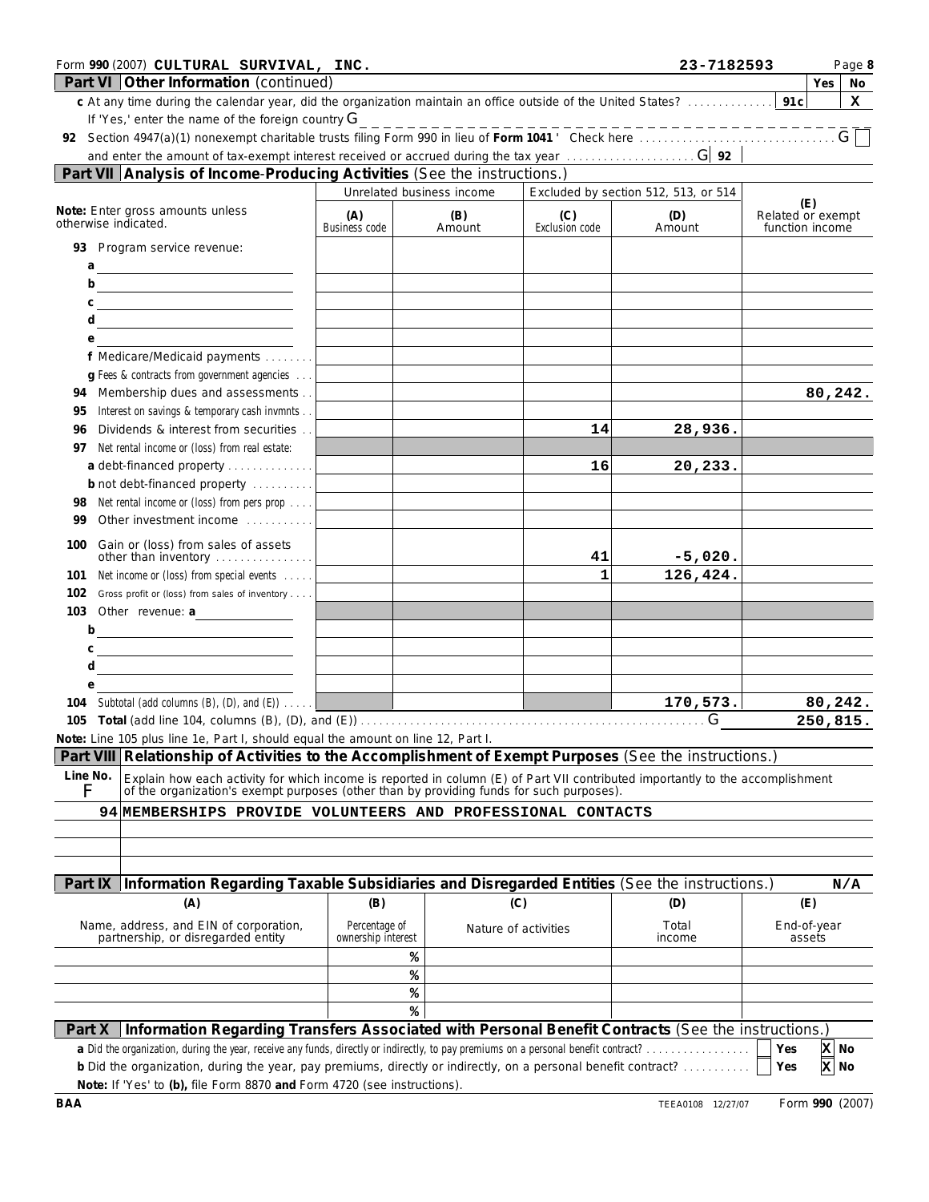Form **990** (2007) **CULTURAL SURVIVAL, INC.** **23-7182593** Page **8**

## Part VI Other Information (continued)

| | | Yes | No |
|---|---|---|---|
| **c** At any time during the calendar year, did the organization maintain an office outside of the United States? | 91c | | X |

If 'Yes,' enter the name of the foreign country G

**92** Section 4947(a)(1) nonexempt charitable trusts filing Form 990 in lieu of **Form 1041** ' Check here G ☐

and enter the amount of tax-exempt interest received or accrued during the tax year G **92**

## Part VII Analysis of Income-Producing Activities (See the instructions.)

| **Note:** Enter gross amounts unless otherwise indicated. | Unrelated business income | | Excluded by section 512, 513, or 514 | | (E) Related or exempt function income |
|---|---|---|---|---|---|
| | (A) Business code | (B) Amount | (C) Exclusion code | (D) Amount | |
| **93** Program service revenue: | | | | | |
| a | | | | | |
| b | | | | | |
| c | | | | | |
| d | | | | | |
| e | | | | | |
| **f** Medicare/Medicaid payments | | | | | |
| **g** Fees & contracts from government agencies | | | | | |
| **94** Membership dues and assessments | | | | | 80,242. |
| **95** Interest on savings & temporary cash invmnts | | | | | |
| **96** Dividends & interest from securities | | | 14 | 28,936. | |
| **97** Net rental income or (loss) from real estate: | | | | | |
| **a** debt-financed property | | | 16 | 20,233. | |
| **b** not debt-financed property | | | | | |
| **98** Net rental income or (loss) from pers prop | | | | | |
| **99** Other investment income | | | | | |
| **100** Gain or (loss) from sales of assets other than inventory | | | 41 | -5,020. | |
| **101** Net income or (loss) from special events | | | 1 | 126,424. | |
| **102** Gross profit or (loss) from sales of inventory | | | | | |
| **103** Other revenue: **a** | | | | | |
| b | | | | | |
| c | | | | | |
| d | | | | | |
| e | | | | | |
| **104** Subtotal (add columns (B), (D), and (E)) | | | | 170,573. | 80,242. |
| **105** **Total** (add line 104, columns (B), (D), and (E)) G | | | | | 250,815. |

**Note:** Line 105 plus line 1e, Part I, should equal the amount on line 12, Part I.

## Part VIII Relationship of Activities to the Accomplishment of Exempt Purposes (See the instructions.)

| Line No. F | Explain how each activity for which income is reported in column (E) of Part VII contributed importantly to the accomplishment of the organization's exempt purposes (other than by providing funds for such purposes). |
|---|---|
| 94 | MEMBERSHIPS PROVIDE VOLUNTEERS AND PROFESSIONAL CONTACTS |

## Part IX Information Regarding Taxable Subsidiaries and Disregarded Entities (See the instructions.) N/A

| (A) Name, address, and EIN of corporation, partnership, or disregarded entity | (B) Percentage of ownership interest | (C) Nature of activities | (D) Total income | (E) End-of-year assets |
|---|---|---|---|---|
| | % | | | |
| | % | | | |
| | % | | | |
| | % | | | |

## Part X Information Regarding Transfers Associated with Personal Benefit Contracts (See the instructions.)

**a** Did the organization, during the year, receive any funds, directly or indirectly, to pay premiums on a personal benefit contract? ☐ Yes ☒ No

**b** Did the organization, during the year, pay premiums, directly or indirectly, on a personal benefit contract? ☐ Yes ☒ No

**Note:** If 'Yes' to **(b),** file Form 8870 **and** Form 4720 (see instructions).

BAA TEEA0108 12/27/07 Form **990** (2007)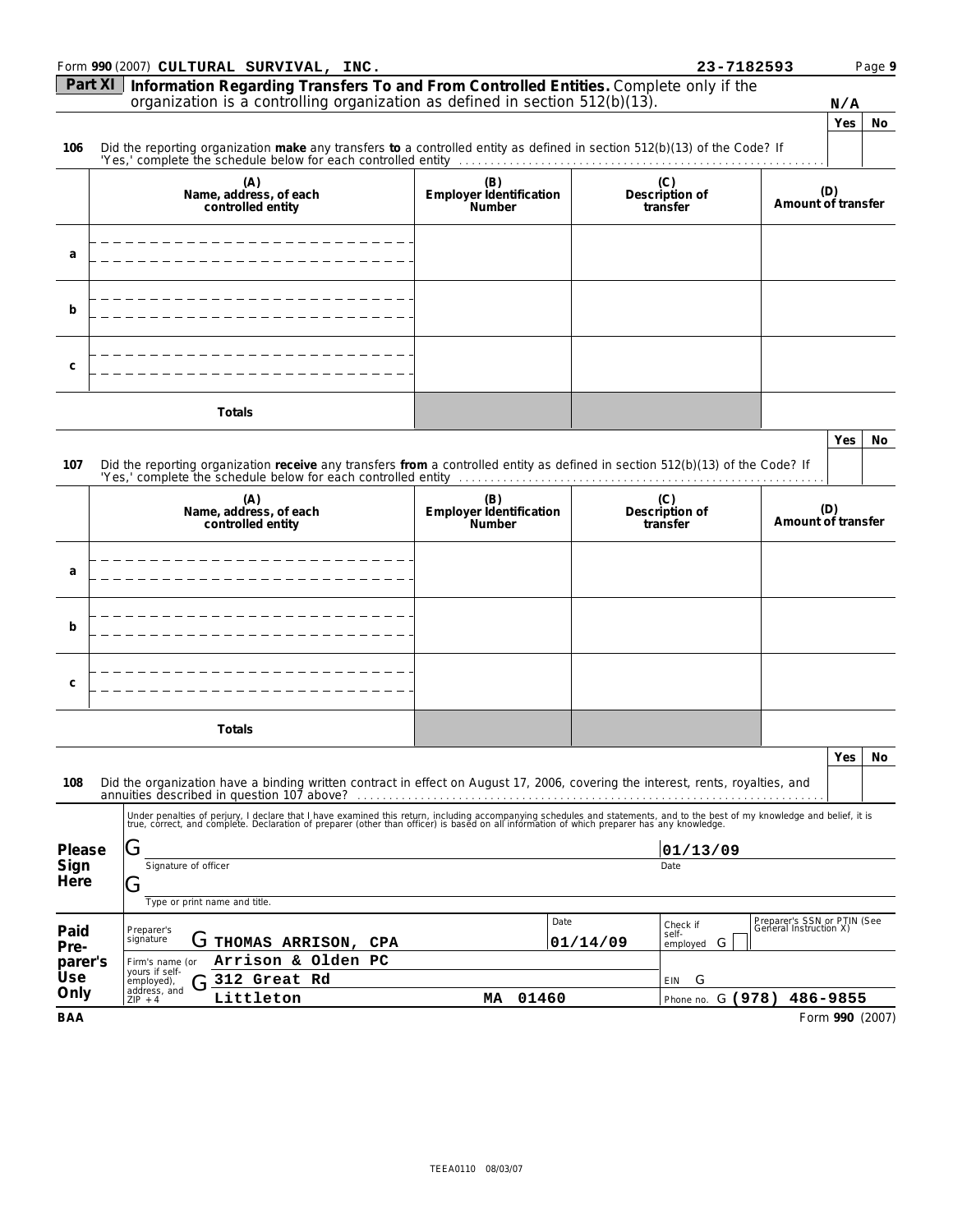Form **990** (2007) **CULTURAL SURVIVAL, INC.** 23-7182593

**Part XI Information Regarding Transfers To and From Controlled Entities.** Complete only if the organization is a controlling organization as defined in section 512(b)(13). **N/A**

| | | Yes | No |
|---|---|---|---|
| 106 | Did the reporting organization **make** any transfers **to** a controlled entity as defined in section 512(b)(13) of the Code? If 'Yes,' complete the schedule below for each controlled entity | | |

| | (A) Name, address, of each controlled entity | (B) Employer Identification Number | (C) Description of transfer | (D) Amount of transfer |
|---|---|---|---|---|
| a | | | | |
| b | | | | |
| c | | | | |
| | Totals | | | |

| | | Yes | No |
|---|---|---|---|
| 107 | Did the reporting organization **receive** any transfers **from** a controlled entity as defined in section 512(b)(13) of the Code? If 'Yes,' complete the schedule below for each controlled entity | | |

| | (A) Name, address, of each controlled entity | (B) Employer Identification Number | (C) Description of transfer | (D) Amount of transfer |
|---|---|---|---|---|
| a | | | | |
| b | | | | |
| c | | | | |
| | Totals | | | |

| | | Yes | No |
|---|---|---|---|
| 108 | Did the organization have a binding written contract in effect on August 17, 2006, covering the interest, rents, royalties, and annuities described in question 107 above? | | |

**Please Sign Here**

Under penalties of perjury, I declare that I have examined this return, including accompanying schedules and statements, and to the best of my knowledge and belief, it is true, correct, and complete. Declaration of preparer (other than officer) is based on all information of which preparer has any knowledge.

Signature of officer — Date: 01/13/09

Type or print name and title.

**Paid Preparer's Use Only**

| Preparer's signature | THOMAS ARRISON, CPA | Date 01/14/09 | Check if self-employed | Preparer's SSN or PTIN (See General Instruction X) |
|---|---|---|---|---|
| Firm's name (or yours if self-employed), address, and ZIP + 4 | Arrison & Olden PC | | | |
| | 312 Great Rd | | EIN | |
| | Littleton MA 01460 | | Phone no. (978) 486-9855 | |

BAA Form **990** (2007)

TEEA0110 08/03/07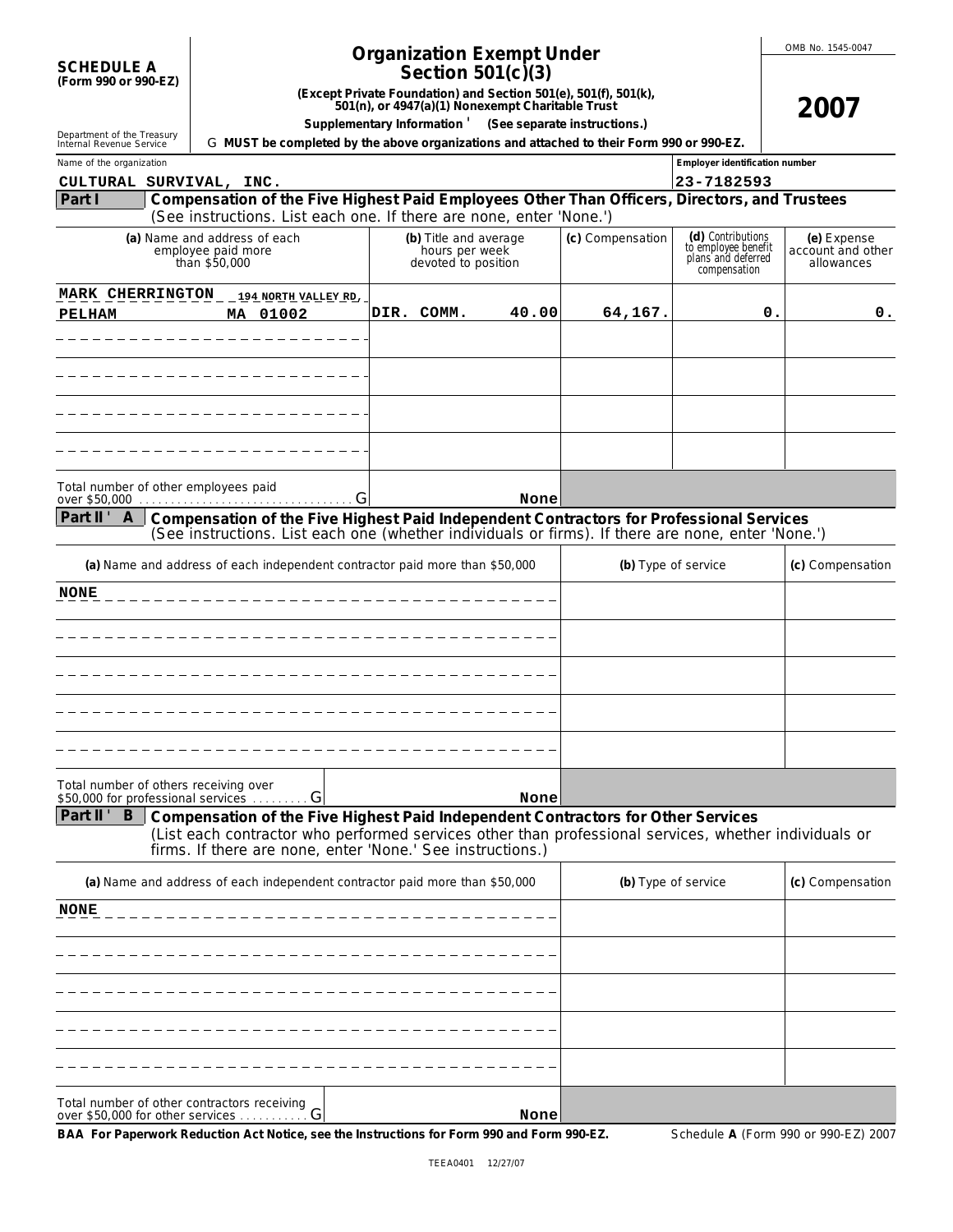**SCHEDULE A (Form 990 or 990-EZ)**

Department of the Treasury
Internal Revenue Service

# Organization Exempt Under Section 501(c)(3)

**(Except Private Foundation) and Section 501(e), 501(f), 501(k), 501(n), or 4947(a)(1) Nonexempt Charitable Trust**

**Supplementary Information ' (See separate instructions.)**

G **MUST be completed by the above organizations and attached to their Form 990 or 990-EZ.**

OMB No. 1545-0047

**2007**

| Name of the organization | Employer identification number |
|---|---|
| CULTURAL SURVIVAL, INC. | 23-7182593 |

## Part I Compensation of the Five Highest Paid Employees Other Than Officers, Directors, and Trustees

(See instructions. List each one. If there are none, enter 'None.')

| (a) Name and address of each employee paid more than $50,000 | (b) Title and average hours per week devoted to position | (c) Compensation | (d) Contributions to employee benefit plans and deferred compensation | (e) Expense account and other allowances |
|---|---|---|---|---|
| MARK CHERRINGTON 194 NORTH VALLEY RD, PELHAM MA 01002 | DIR. COMM. 40.00 | 64,167. | 0. | 0. |
| | | | | |
| | | | | |
| | | | | |
| | | | | |
| Total number of other employees paid over $50,000 G | None | | | |

## Part II-A Compensation of the Five Highest Paid Independent Contractors for Professional Services

(See instructions. List each one (whether individuals or firms). If there are none, enter 'None.')

| (a) Name and address of each independent contractor paid more than $50,000 | (b) Type of service | (c) Compensation |
|---|---|---|
| NONE | | |
| | | |
| | | |
| | | |
| | | |
| Total number of others receiving over $50,000 for professional services G None | | |

## Part II-B Compensation of the Five Highest Paid Independent Contractors for Other Services

(List each contractor who performed services other than professional services, whether individuals or firms. If there are none, enter 'None.' See instructions.)

| (a) Name and address of each independent contractor paid more than $50,000 | (b) Type of service | (c) Compensation |
|---|---|---|
| NONE | | |
| | | |
| | | |
| | | |
| | | |
| Total number of other contractors receiving over $50,000 for other services G None | | |

**BAA For Paperwork Reduction Act Notice, see the Instructions for Form 990 and Form 990-EZ.** Schedule **A** (Form 990 or 990-EZ) 2007

TEEA0401 12/27/07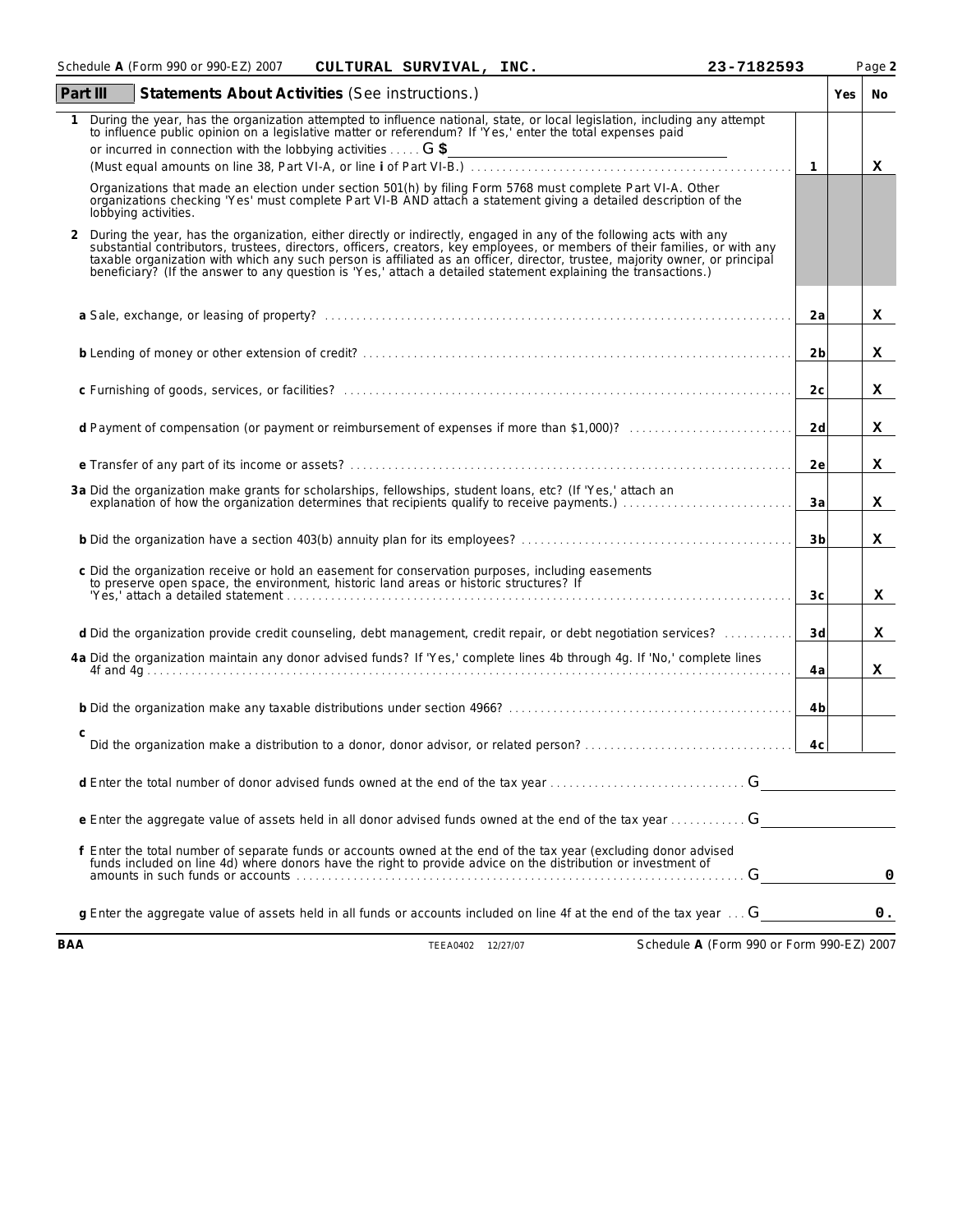Schedule **A** (Form 990 or 990-EZ) 2007 **CULTURAL SURVIVAL, INC.** **23-7182593**

## Part III Statements About Activities (See instructions.)

| | | | Yes | No |
|---|---|---|---|---|
| **1** | During the year, has the organization attempted to influence national, state, or local legislation, including any attempt to influence public opinion on a legislative matter or referendum? If 'Yes,' enter the total expenses paid or incurred in connection with the lobbying activities . . . . . G $ ________ (Must equal amounts on line 38, Part VI-A, or line **i** of Part VI-B.) | 1 | | X |
| | Organizations that made an election under section 501(h) by filing Form 5768 must complete Part VI-A. Other organizations checking 'Yes' must complete Part VI-B AND attach a statement giving a detailed description of the lobbying activities. | | | |
| **2** | During the year, has the organization, either directly or indirectly, engaged in any of the following acts with any substantial contributors, trustees, directors, officers, creators, key employees, or members of their families, or with any taxable organization with which any such person is affiliated as an officer, director, trustee, majority owner, or principal beneficiary? (If the answer to any question is 'Yes,' attach a detailed statement explaining the transactions.) | | | |
| | **a** Sale, exchange, or leasing of property? | 2a | | X |
| | **b** Lending of money or other extension of credit? | 2b | | X |
| | **c** Furnishing of goods, services, or facilities? | 2c | | X |
| | **d** Payment of compensation (or payment or reimbursement of expenses if more than $1,000)? | 2d | | X |
| | **e** Transfer of any part of its income or assets? | 2e | | X |
| **3a** | Did the organization make grants for scholarships, fellowships, student loans, etc? (If 'Yes,' attach an explanation of how the organization determines that recipients qualify to receive payments.) | 3a | | X |
| **b** | Did the organization have a section 403(b) annuity plan for its employees? | 3b | | X |
| **c** | Did the organization receive or hold an easement for conservation purposes, including easements to preserve open space, the environment, historic land areas or historic structures? If 'Yes,' attach a detailed statement | 3c | | X |
| **d** | Did the organization provide credit counseling, debt management, credit repair, or debt negotiation services? | 3d | | X |
| **4a** | Did the organization maintain any donor advised funds? If 'Yes,' complete lines 4b through 4g. If 'No,' complete lines 4f and 4g | 4a | | X |
| **b** | Did the organization make any taxable distributions under section 4966? | 4b | | |
| **c** | Did the organization make a distribution to a donor, donor advisor, or related person? | 4c | | |

**d** Enter the total number of donor advised funds owned at the end of the tax year . . . G ________

**e** Enter the aggregate value of assets held in all donor advised funds owned at the end of the tax year . . . G ________

**f** Enter the total number of separate funds or accounts owned at the end of the tax year (excluding donor advised funds included on line 4d) where donors have the right to provide advice on the distribution or investment of amounts in such funds or accounts . . . G 0

**g** Enter the aggregate value of assets held in all funds or accounts included on line 4f at the end of the tax year . . . G 0.

BAA TEEA0402 12/27/07 Schedule **A** (Form 990 or Form 990-EZ) 2007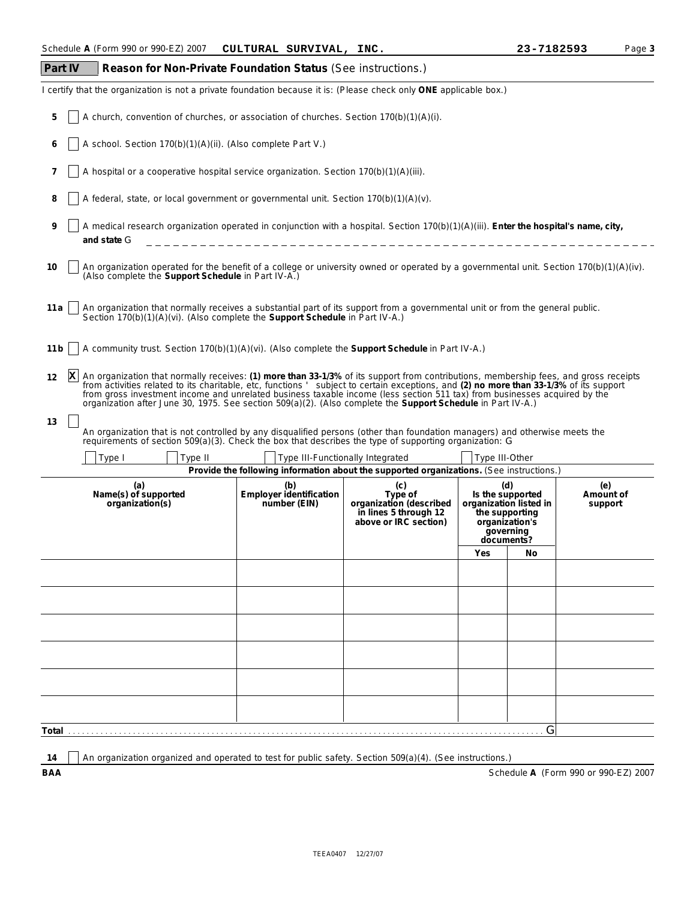Schedule **A** (Form 990 or 990-EZ) 2007 **CULTURAL SURVIVAL, INC.** **23-7182593** Page **3**

## Part IV Reason for Non-Private Foundation Status (See instructions.)

I certify that the organization is not a private foundation because it is: (Please check only **ONE** applicable box.)

**5** ☐ A church, convention of churches, or association of churches. Section 170(b)(1)(A)(i).

**6** ☐ A school. Section 170(b)(1)(A)(ii). (Also complete Part V.)

**7** ☐ A hospital or a cooperative hospital service organization. Section 170(b)(1)(A)(iii).

**8** ☐ A federal, state, or local government or governmental unit. Section 170(b)(1)(A)(v).

**9** ☐ A medical research organization operated in conjunction with a hospital. Section 170(b)(1)(A)(iii). **Enter the hospital's name, city, and state** G

**10** ☐ An organization operated for the benefit of a college or university owned or operated by a governmental unit. Section 170(b)(1)(A)(iv). (Also complete the **Support Schedule** in Part IV-A.)

**11a** ☐ An organization that normally receives a substantial part of its support from a governmental unit or from the general public. Section 170(b)(1)(A)(vi). (Also complete the **Support Schedule** in Part IV-A.)

**11b** ☐ A community trust. Section 170(b)(1)(A)(vi). (Also complete the **Support Schedule** in Part IV-A.)

**12** ☒ An organization that normally receives: **(1) more than 33-1/3%** of its support from contributions, membership fees, and gross receipts from activities related to its charitable, etc, functions ' subject to certain exceptions, and **(2) no more than 33-1/3%** of its support from gross investment income and unrelated business taxable income (less section 511 tax) from businesses acquired by the organization after June 30, 1975. See section 509(a)(2). (Also complete the **Support Schedule** in Part IV-A.)

**13** ☐ An organization that is not controlled by any disqualified persons (other than foundation managers) and otherwise meets the requirements of section 509(a)(3). Check the box that describes the type of supporting organization: G

☐ Type I ☐ Type II ☐ Type III-Functionally Integrated ☐ Type III-Other

**Provide the following information about the supported organizations.** (See instructions.)

| (a) Name(s) of supported organization(s) | (b) Employer identification number (EIN) | (c) Type of organization (described in lines 5 through 12 above or IRC section) | (d) Is the supported organization listed in the supporting organization's governing documents? | | (e) Amount of support |
|---|---|---|---|---|---|
| | | | Yes | No | |
| | | | | | |
| | | | | | |
| | | | | | |
| | | | | | |
| | | | | | |
| | | | | | |
| **Total** | | | | G | |

**14** ☐ An organization organized and operated to test for public safety. Section 509(a)(4). (See instructions.)

**BAA** Schedule **A** (Form 990 or 990-EZ) 2007

TEEA0407 12/27/07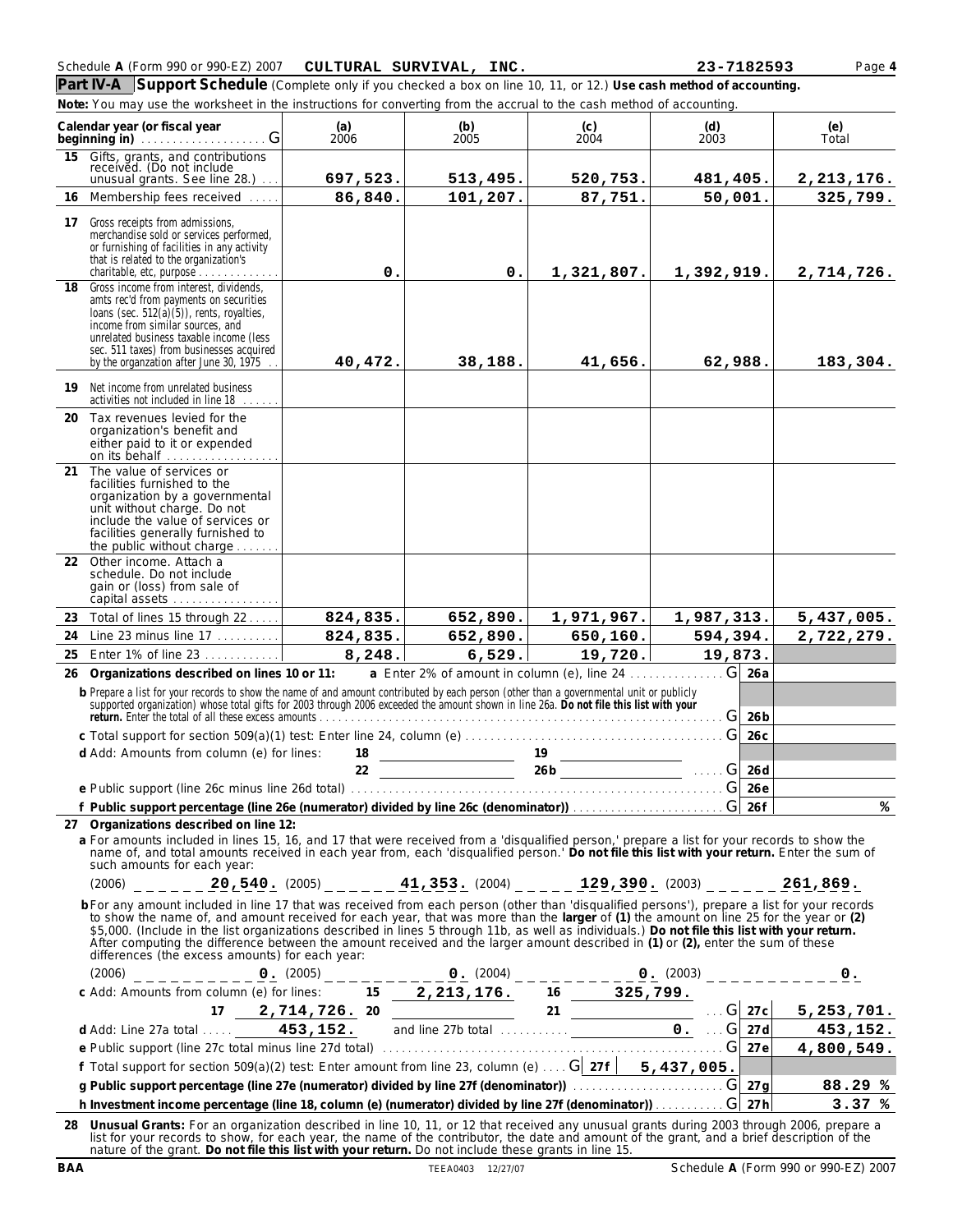Schedule **A** (Form 990 or 990-EZ) 2007 **CULTURAL SURVIVAL, INC.** **23-7182593** Page **4**

## Part IV-A Support Schedule

(Complete only if you checked a box on line 10, 11, or 12.) **Use cash method of accounting.**

**Note:** You may use the worksheet in the instructions for converting from the accrual to the cash method of accounting.

| Calendar year (or fiscal year beginning in) | (a) 2006 | (b) 2005 | (c) 2004 | (d) 2003 | (e) Total |
|---|---|---|---|---|---|
| **15** Gifts, grants, and contributions received. (Do not include unusual grants. See line 28.) | 697,523. | 513,495. | 520,753. | 481,405. | 2,213,176. |
| **16** Membership fees received | 86,840. | 101,207. | 87,751. | 50,001. | 325,799. |
| **17** Gross receipts from admissions, merchandise sold or services performed, or furnishing of facilities in any activity that is related to the organization's charitable, etc, purpose | 0. | 0. | 1,321,807. | 1,392,919. | 2,714,726. |
| **18** Gross income from interest, dividends, amts rec'd from payments on securities loans (sec. 512(a)(5)), rents, royalties, income from similar sources, and unrelated business taxable income (less sec. 511 taxes) from businesses acquired by the organzation after June 30, 1975 | 40,472. | 38,188. | 41,656. | 62,988. | 183,304. |
| **19** Net income from unrelated business activities not included in line 18 | | | | | |
| **20** Tax revenues levied for the organization's benefit and either paid to it or expended on its behalf | | | | | |
| **21** The value of services or facilities furnished to the organization by a governmental unit without charge. Do not include the value of services or facilities generally furnished to the public without charge | | | | | |
| **22** Other income. Attach a schedule. Do not include gain or (loss) from sale of capital assets | | | | | |
| **23** Total of lines 15 through 22 | 824,835. | 652,890. | 1,971,967. | 1,987,313. | 5,437,005. |
| **24** Line 23 minus line 17 | 824,835. | 652,890. | 650,160. | 594,394. | 2,722,279. |
| **25** Enter 1% of line 23 | 8,248. | 6,529. | 19,720. | 19,873. | |

**26 Organizations described on lines 10 or 11:** **a** Enter 2% of amount in column (e), line 24 . . . **26a**

**b** Prepare a list for your records to show the name of and amount contributed by each person (other than a governmental unit or publicly supported organization) whose total gifts for 2003 through 2006 exceeded the amount shown in line 26a. **Do not file this list with your return.** Enter the total of all these excess amounts . . . **26b**

**c** Total support for section 509(a)(1) test: Enter line 24, column (e) . . . **26c**

**d** Add: Amounts from column (e) for lines: 18 ____ 19 ____ 22 ____ 26b ____ . . . **26d**

**e** Public support (line 26c minus line 26d total) . . . **26e**

**f Public support percentage (line 26e (numerator) divided by line 26c (denominator))** . . . **26f** %

**27 Organizations described on line 12:**

**a** For amounts included in lines 15, 16, and 17 that were received from a 'disqualified person,' prepare a list for your records to show the name of, and total amounts received in each year from, each 'disqualified person.' **Do not file this list with your return.** Enter the sum of such amounts for each year:

(2006) **20,540.** (2005) **41,353.** (2004) **129,390.** (2003) **261,869.**

**b** For any amount included in line 17 that was received from each person (other than 'disqualified persons'), prepare a list for your records to show the name of, and amount received for each year, that was more than the **larger** of **(1)** the amount on line 25 for the year or **(2)** $5,000. (Include in the list organizations described in lines 5 through 11b, as well as individuals.) **Do not file this list with your return.** After computing the difference between the amount received and the larger amount described in **(1)** or **(2),** enter the sum of these differences (the excess amounts) for each year:

(2006) **0.** (2005) **0.** (2004) **0.** (2003) **0.**

**c** Add: Amounts from column (e) for lines: 15 **2,213,176.** 16 **325,799.** 17 **2,714,726.** 20 ____ 21 ____ . . . **27c** **5,253,701.**

**d** Add: Line 27a total . . . **453,152.** and line 27b total . . . **0.** . . . **27d** **453,152.**

**e** Public support (line 27c total minus line 27d total) . . . **27e** **4,800,549.**

**f** Total support for section 509(a)(2) test: Enter amount from line 23, column (e) . . . **27f** **5,437,005.**

**g Public support percentage (line 27e (numerator) divided by line 27f (denominator))** . . . **27g** **88.29 %**

**h Investment income percentage (line 18, column (e) (numerator) divided by line 27f (denominator))** . . . **27h** **3.37 %**

**28 Unusual Grants:** For an organization described in line 10, 11, or 12 that received any unusual grants during 2003 through 2006, prepare a list for your records to show, for each year, the name of the contributor, the date and amount of the grant, and a brief description of the nature of the grant. **Do not file this list with your return.** Do not include these grants in line 15.

BAA TEEA0403 12/27/07 Schedule **A** (Form 990 or 990-EZ) 2007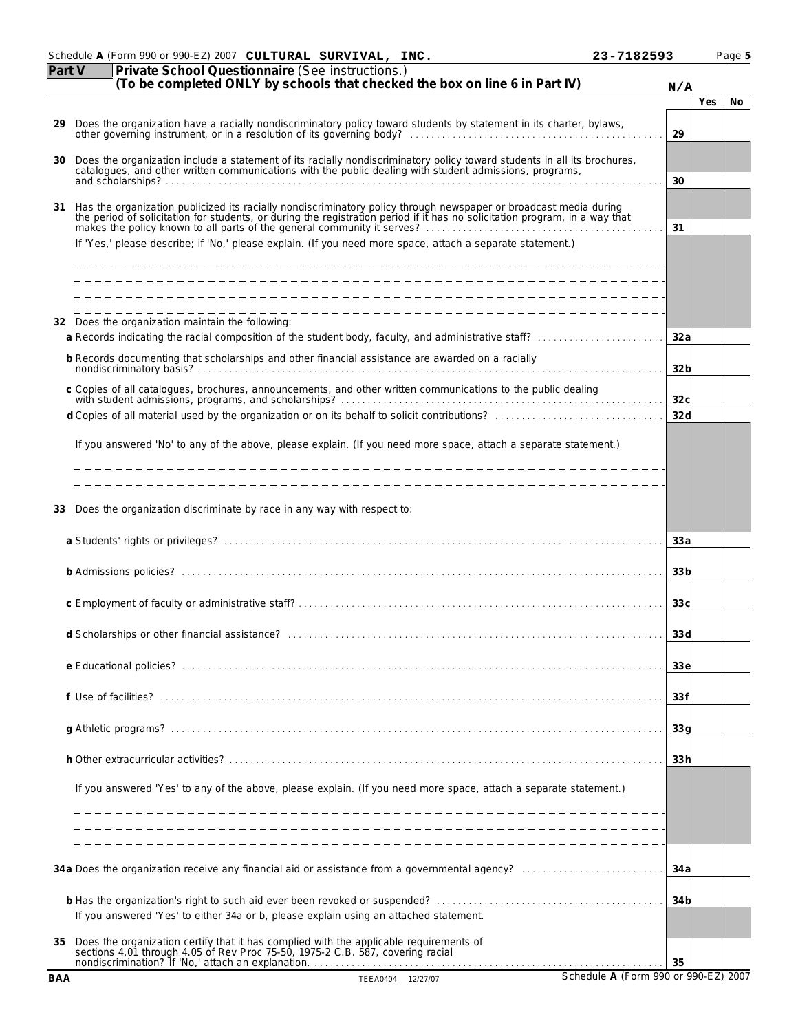Schedule **A** (Form 990 or 990-EZ) 2007 **CULTURAL SURVIVAL, INC.** **23-7182593**

## Part V Private School Questionnaire (See instructions.)
**(To be completed ONLY by schools that checked the box on line 6 in Part IV)**

N/A

| | | | Yes | No |
|---|---|---|---|---|
| **29** | Does the organization have a racially nondiscriminatory policy toward students by statement in its charter, bylaws, other governing instrument, or in a resolution of its governing body? | 29 | | |
| **30** | Does the organization include a statement of its racially nondiscriminatory policy toward students in all its brochures, catalogues, and other written communications with the public dealing with student admissions, programs, and scholarships? | 30 | | |
| **31** | Has the organization publicized its racially nondiscriminatory policy through newspaper or broadcast media during the period of solicitation for students, or during the registration period if it has no solicitation program, in a way that makes the policy known to all parts of the general community it serves? | 31 | | |
| | If 'Yes,' please describe; if 'No,' please explain. (If you need more space, attach a separate statement.) | | | |
| **32** | Does the organization maintain the following: | | | |
| | **a** Records indicating the racial composition of the student body, faculty, and administrative staff? | 32a | | |
| | **b** Records documenting that scholarships and other financial assistance are awarded on a racially nondiscriminatory basis? | 32b | | |
| | **c** Copies of all catalogues, brochures, announcements, and other written communications to the public dealing with student admissions, programs, and scholarships? | 32c | | |
| | **d** Copies of all material used by the organization or on its behalf to solicit contributions? | 32d | | |
| | If you answered 'No' to any of the above, please explain. (If you need more space, attach a separate statement.) | | | |
| **33** | Does the organization discriminate by race in any way with respect to: | | | |
| | **a** Students' rights or privileges? | 33a | | |
| | **b** Admissions policies? | 33b | | |
| | **c** Employment of faculty or administrative staff? | 33c | | |
| | **d** Scholarships or other financial assistance? | 33d | | |
| | **e** Educational policies? | 33e | | |
| | **f** Use of facilities? | 33f | | |
| | **g** Athletic programs? | 33g | | |
| | **h** Other extracurricular activities? | 33h | | |
| | If you answered 'Yes' to any of the above, please explain. (If you need more space, attach a separate statement.) | | | |
| **34a** | Does the organization receive any financial aid or assistance from a governmental agency? | 34a | | |
| **b** | Has the organization's right to such aid ever been revoked or suspended? | 34b | | |
| | If you answered 'Yes' to either 34a or b, please explain using an attached statement. | | | |
| **35** | Does the organization certify that it has complied with the applicable requirements of sections 4.01 through 4.05 of Rev Proc 75-50, 1975-2 C.B. 587, covering racial nondiscrimination? If 'No,' attach an explanation. | 35 | | |

BAA TEEA0404 12/27/07 Schedule **A** (Form 990 or 990-EZ) 2007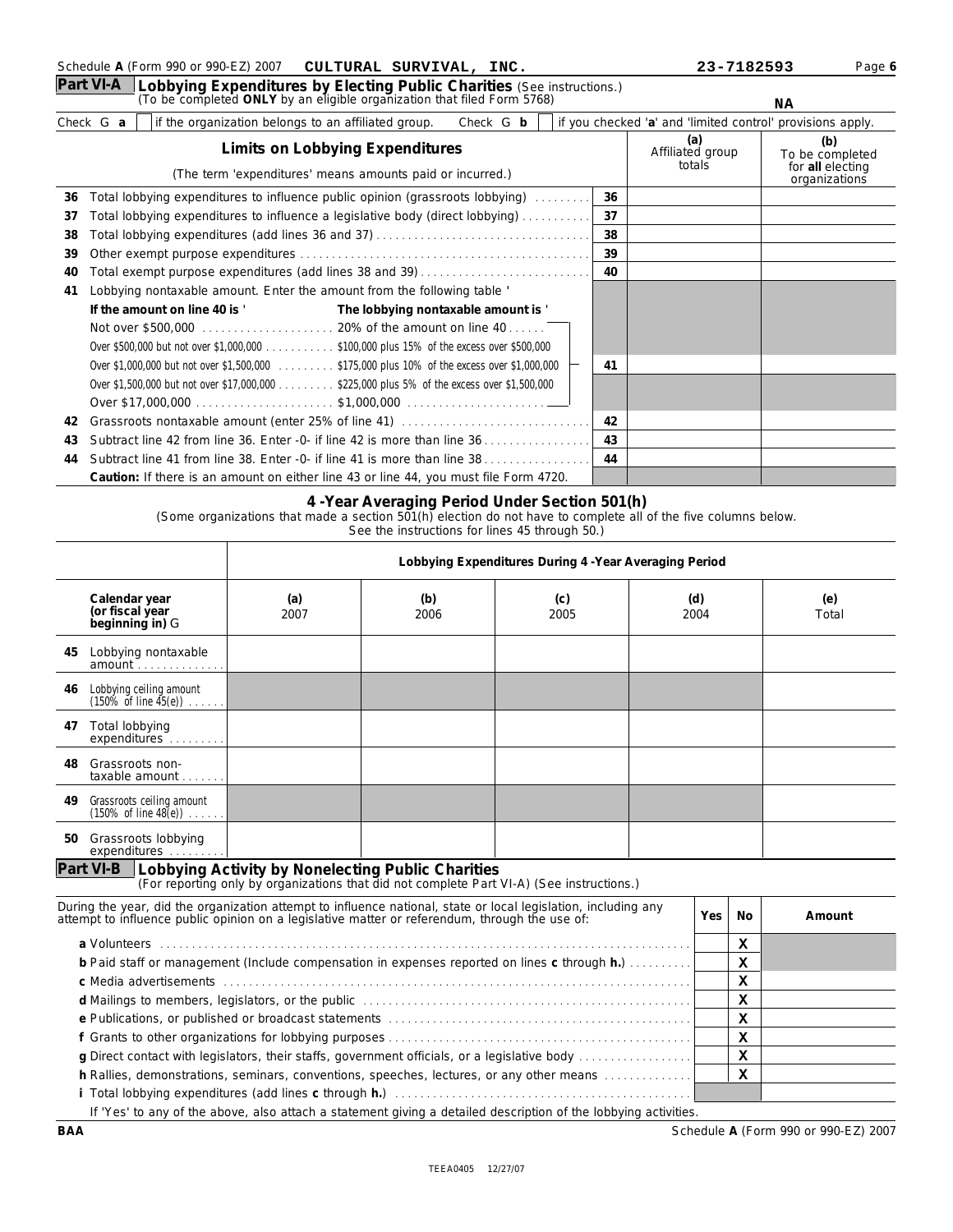Schedule A (Form 990 or 990-EZ) 2007 **CULTURAL SURVIVAL, INC.** 23-7182593

## Part VI-A Lobbying Expenditures by Electing Public Charities (See instructions.)

(To be completed **ONLY** by an eligible organization that filed Form 5768) **NA**

Check ▶ **a** [ ] if the organization belongs to an affiliated group. Check ▶ **b** [ ] if you checked 'a' and 'limited control' provisions apply.

| | Limits on Lobbying Expenditures (The term 'expenditures' means amounts paid or incurred.) | | (a) Affiliated group totals | (b) To be completed for **all** electing organizations |
|---|---|---|---|---|
| 36 | Total lobbying expenditures to influence public opinion (grassroots lobbying) | 36 | | |
| 37 | Total lobbying expenditures to influence a legislative body (direct lobbying) | 37 | | |
| 38 | Total lobbying expenditures (add lines 36 and 37) | 38 | | |
| 39 | Other exempt purpose expenditures | 39 | | |
| 40 | Total exempt purpose expenditures (add lines 38 and 39) | 40 | | |
| 41 | Lobbying nontaxable amount. Enter the amount from the following table ' | | | |
| | **If the amount on line 40 is '** — **The lobbying nontaxable amount is '** | | | |
| | Not over $500,000 — 20% of the amount on line 40 | | | |
| | Over $500,000 but not over $1,000,000 — $100,000 plus 15% of the excess over $500,000 | | | |
| | Over $1,000,000 but not over $1,500,000 — $175,000 plus 10% of the excess over $1,000,000 | 41 | | |
| | Over $1,500,000 but not over $17,000,000 — $225,000 plus 5% of the excess over $1,500,000 | | | |
| | Over $17,000,000 — $1,000,000 | | | |
| 42 | Grassroots nontaxable amount (enter 25% of line 41) | 42 | | |
| 43 | Subtract line 42 from line 36. Enter -0- if line 42 is more than line 36 | 43 | | |
| 44 | Subtract line 41 from line 38. Enter -0- if line 41 is more than line 38 | 44 | | |
| | **Caution:** If there is an amount on either line 43 or line 44, you must file Form 4720. | | | |

### 4 -Year Averaging Period Under Section 501(h)

(Some organizations that made a section 501(h) election do not have to complete all of the five columns below. See the instructions for lines 45 through 50.)

| | Lobbying Expenditures During 4 -Year Averaging Period | | | | |
|---|---|---|---|---|---|
| Calendar year (or fiscal year beginning in) ▶ | (a) 2007 | (b) 2006 | (c) 2005 | (d) 2004 | (e) Total |
| 45 Lobbying nontaxable amount | | | | | |
| 46 Lobbying ceiling amount (150% of line 45(e)) | | | | | |
| 47 Total lobbying expenditures | | | | | |
| 48 Grassroots non-taxable amount | | | | | |
| 49 Grassroots ceiling amount (150% of line 48(e)) | | | | | |
| 50 Grassroots lobbying expenditures | | | | | |

## Part VI-B Lobbying Activity by Nonelecting Public Charities

(For reporting only by organizations that did not complete Part VI-A) (See instructions.)

| During the year, did the organization attempt to influence national, state or local legislation, including any attempt to influence public opinion on a legislative matter or referendum, through the use of: | Yes | No | Amount |
|---|---|---|---|
| **a** Volunteers | | X | |
| **b** Paid staff or management (Include compensation in expenses reported on lines **c** through **h.**) | | X | |
| **c** Media advertisements | | X | |
| **d** Mailings to members, legislators, or the public | | X | |
| **e** Publications, or published or broadcast statements | | X | |
| **f** Grants to other organizations for lobbying purposes | | X | |
| **g** Direct contact with legislators, their staffs, government officials, or a legislative body | | X | |
| **h** Rallies, demonstrations, seminars, conventions, speeches, lectures, or any other means | | X | |
| **i** Total lobbying expenditures (add lines **c** through **h.**) | | | |

If 'Yes' to any of the above, also attach a statement giving a detailed description of the lobbying activities.

BAA Schedule A (Form 990 or 990-EZ) 2007

TEEA0405 12/27/07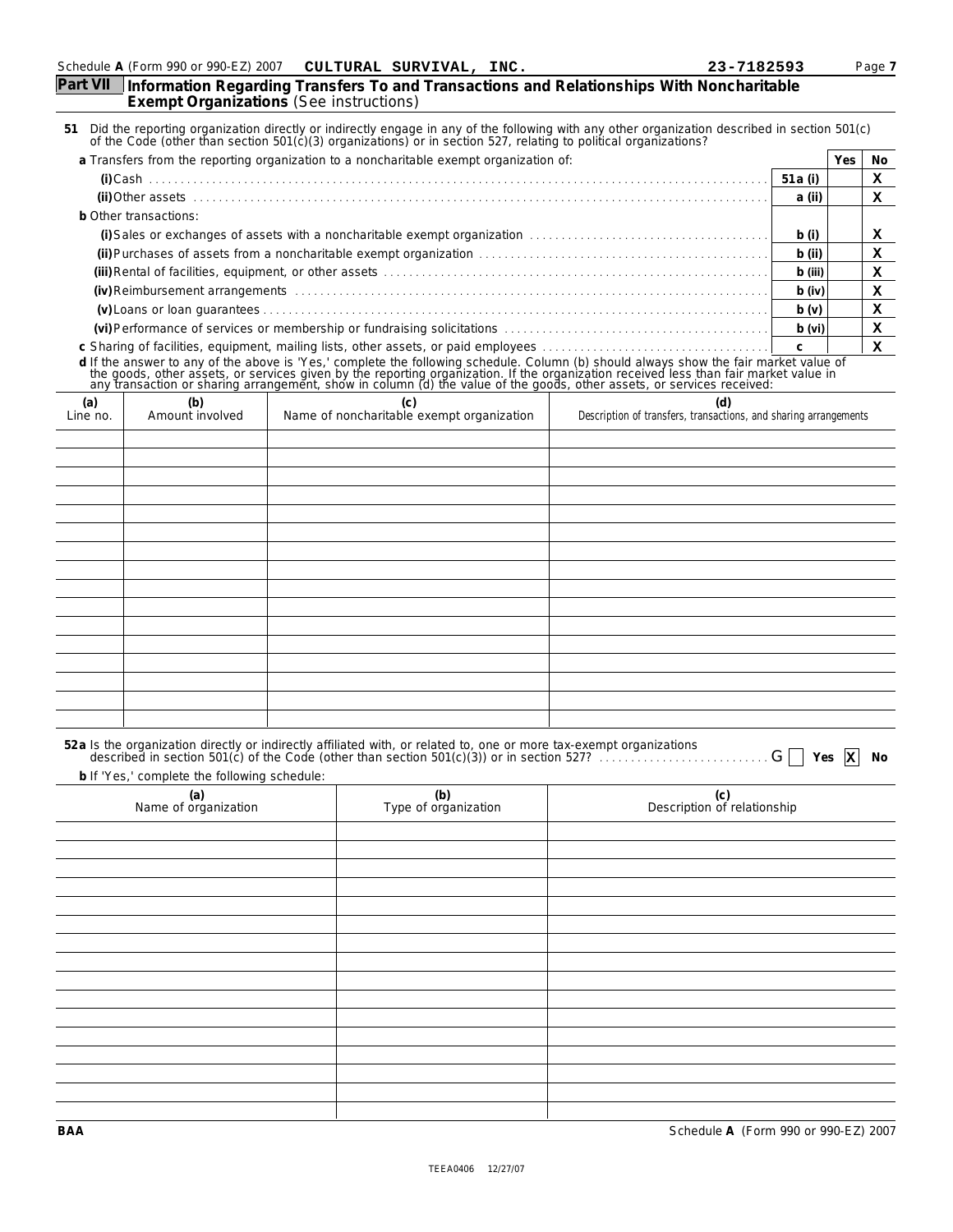Schedule A (Form 990 or 990-EZ) 2007 **CULTURAL SURVIVAL, INC.** 23-7182593 Page 7

## Part VII Information Regarding Transfers To and Transactions and Relationships With Noncharitable Exempt Organizations (See instructions)

**51** Did the reporting organization directly or indirectly engage in any of the following with any other organization described in section 501(c) of the Code (other than section 501(c)(3) organizations) or in section 527, relating to political organizations?

| | | Yes | No |
|---|---|---|---|
| **a** Transfers from the reporting organization to a noncharitable exempt organization of: | | | |
| **(i)** Cash | 51a (i) | | X |
| **(ii)** Other assets | a (ii) | | X |
| **b** Other transactions: | | | |
| **(i)** Sales or exchanges of assets with a noncharitable exempt organization | b (i) | | X |
| **(ii)** Purchases of assets from a noncharitable exempt organization | b (ii) | | X |
| **(iii)** Rental of facilities, equipment, or other assets | b (iii) | | X |
| **(iv)** Reimbursement arrangements | b (iv) | | X |
| **(v)** Loans or loan guarantees | b (v) | | X |
| **(vi)** Performance of services or membership or fundraising solicitations | b (vi) | | X |
| **c** Sharing of facilities, equipment, mailing lists, other assets, or paid employees | c | | X |

**d** If the answer to any of the above is 'Yes,' complete the following schedule. Column (b) should always show the fair market value of the goods, other assets, or services given by the reporting organization. If the organization received less than fair market value in any transaction or sharing arrangement, show in column (d) the value of the goods, other assets, or services received:

| (a) Line no. | (b) Amount involved | (c) Name of noncharitable exempt organization | (d) Description of transfers, transactions, and sharing arrangements |
|---|---|---|---|
| | | | |

**52a** Is the organization directly or indirectly affiliated with, or related to, one or more tax-exempt organizations described in section 501(c) of the Code (other than section 501(c)(3)) or in section 527? ☐ Yes ☒ No

**b** If 'Yes,' complete the following schedule:

| (a) Name of organization | (b) Type of organization | (c) Description of relationship |
|---|---|---|
| | | |

BAA Schedule A (Form 990 or 990-EZ) 2007

TEEA0406 12/27/07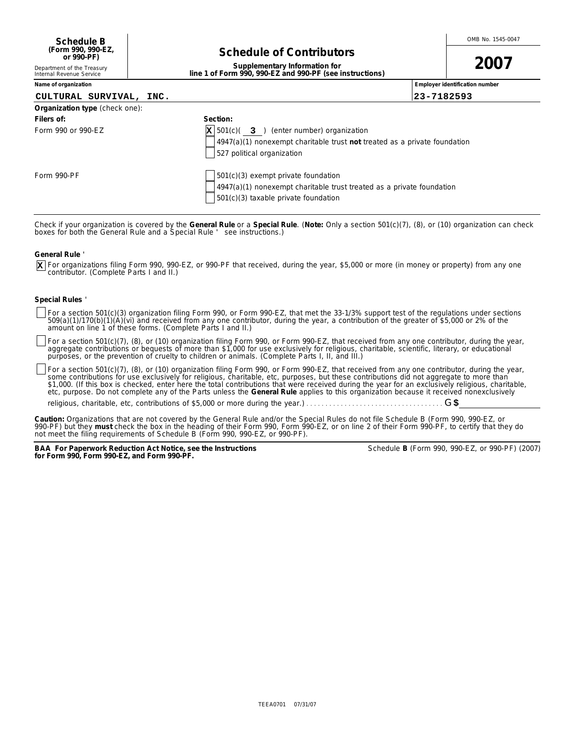**Schedule B**
**(Form 990, 990-EZ, or 990-PF)**
Department of the Treasury
Internal Revenue Service

# Schedule of Contributors

**Supplementary Information for line 1 of Form 990, 990-EZ and 990-PF (see instructions)**

OMB No. 1545-0047

**2007**

| Name of organization | Employer identification number |
|---|---|
| CULTURAL SURVIVAL, INC. | 23-7182593 |

**Organization type** (check one):

| Filers of: | Section: |
|---|---|
| Form 990 or 990-EZ | [X] 501(c)( 3 ) (enter number) organization |
| | [ ] 4947(a)(1) nonexempt charitable trust **not** treated as a private foundation |
| | [ ] 527 political organization |
| Form 990-PF | [ ] 501(c)(3) exempt private foundation |
| | [ ] 4947(a)(1) nonexempt charitable trust treated as a private foundation |
| | [ ] 501(c)(3) taxable private foundation |

Check if your organization is covered by the **General Rule** or a **Special Rule**. (**Note:** Only a section 501(c)(7), (8), or (10) organization can check boxes for both the General Rule and a Special Rule ' see instructions.)

**General Rule '**

[X] For organizations filing Form 990, 990-EZ, or 990-PF that received, during the year, $5,000 or more (in money or property) from any one contributor. (Complete Parts I and II.)

**Special Rules '**

[ ] For a section 501(c)(3) organization filing Form 990, or Form 990-EZ, that met the 33-1/3% support test of the regulations under sections 509(a)(1)/170(b)(1)(A)(vi) and received from any one contributor, during the year, a contribution of the greater of $5,000 or 2% of the amount on line 1 of these forms. (Complete Parts I and II.)

[ ] For a section 501(c)(7), (8), or (10) organization filing Form 990, or Form 990-EZ, that received from any one contributor, during the year, aggregate contributions or bequests of more than $1,000 for use exclusively for religious, charitable, scientific, literary, or educational purposes, or the prevention of cruelty to children or animals. (Complete Parts I, II, and III.)

[ ] For a section 501(c)(7), (8), or (10) organization filing Form 990, or Form 990-EZ, that received from any one contributor, during the year, some contributions for use exclusively for religious, charitable, etc, purposes, but these contributions did not aggregate to more than $1,000. (If this box is checked, enter here the total contributions that were received during the year for an exclusively religious, charitable, etc, purpose. Do not complete any of the Parts unless the **General Rule** applies to this organization because it received nonexclusively religious, charitable, etc, contributions of $5,000 or more during the year.) . . . . . . . . . . . . . . . . . . . . . . . . . . . . . . . . . . . . G $

**Caution:** Organizations that are not covered by the General Rule and/or the Special Rules do not file Schedule B (Form 990, 990-EZ, or 990-PF) but they **must** check the box in the heading of their Form 990, Form 990-EZ, or on line 2 of their Form 990-PF, to certify that they do not meet the filing requirements of Schedule B (Form 990, 990-EZ, or 990-PF).

**BAA For Paperwork Reduction Act Notice, see the Instructions for Form 990, Form 990-EZ, and Form 990-PF.**

Schedule **B** (Form 990, 990-EZ, or 990-PF) (2007)

TEEA0701 07/31/07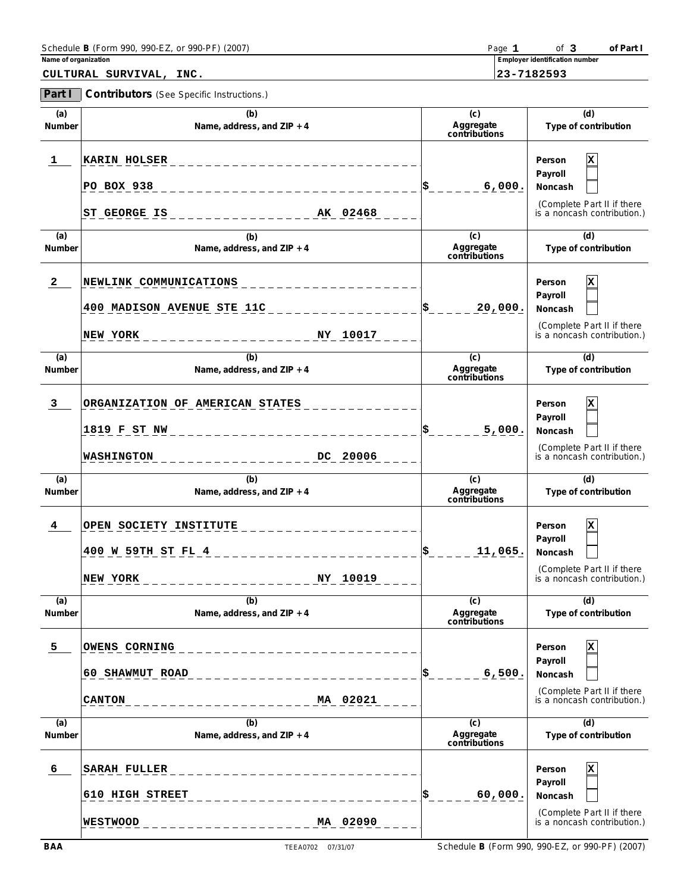Schedule **B** (Form 990, 990-EZ, or 990-PF) (2007) Page **1** of **3** of Part I

**Name of organization**

**CULTURAL SURVIVAL, INC.**

**Employer identification number**

**23-7182593**

## Part I Contributors (See Specific Instructions.)

| (a) Number | (b) Name, address, and ZIP + 4 | (c) Aggregate contributions | (d) Type of contribution |
|---|---|---|---|
| 1 | KARIN HOLSER<br>PO BOX 938<br>ST GEORGE IS AK 02468 | $ 6,000. | Person [X]<br>Payroll [ ]<br>Noncash [ ]<br>(Complete Part II if there is a noncash contribution.) |
| 2 | NEWLINK COMMUNICATIONS<br>400 MADISON AVENUE STE 11C<br>NEW YORK NY 10017 | $ 20,000. | Person [X]<br>Payroll [ ]<br>Noncash [ ]<br>(Complete Part II if there is a noncash contribution.) |
| 3 | ORGANIZATION OF AMERICAN STATES<br>1819 F ST NW<br>WASHINGTON DC 20006 | $ 5,000. | Person [X]<br>Payroll [ ]<br>Noncash [ ]<br>(Complete Part II if there is a noncash contribution.) |
| 4 | OPEN SOCIETY INSTITUTE<br>400 W 59TH ST FL 4<br>NEW YORK NY 10019 | $ 11,065. | Person [X]<br>Payroll [ ]<br>Noncash [ ]<br>(Complete Part II if there is a noncash contribution.) |
| 5 | OWENS CORNING<br>60 SHAWMUT ROAD<br>CANTON MA 02021 | $ 6,500. | Person [X]<br>Payroll [ ]<br>Noncash [ ]<br>(Complete Part II if there is a noncash contribution.) |
| 6 | SARAH FULLER<br>610 HIGH STREET<br>WESTWOOD MA 02090 | $ 60,000. | Person [X]<br>Payroll [ ]<br>Noncash [ ]<br>(Complete Part II if there is a noncash contribution.) |

BAA TEEA0702 07/31/07 Schedule **B** (Form 990, 990-EZ, or 990-PF) (2007)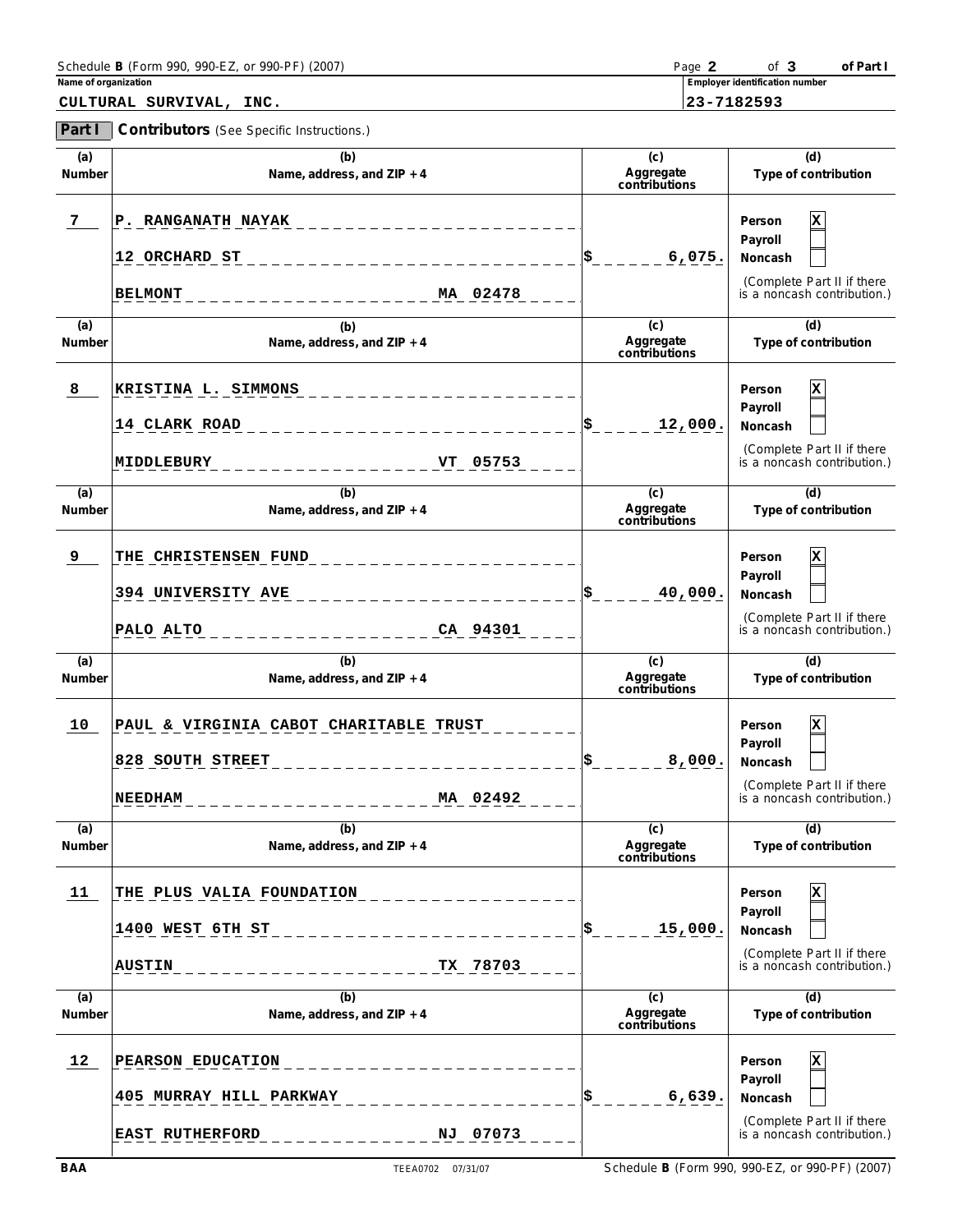Schedule **B** (Form 990, 990-EZ, or 990-PF) (2007)

Page **2** of **3** **of Part I**

**Name of organization**

CULTURAL SURVIVAL, INC.

**Employer identification number**

23-7182593

**Part I** **Contributors** (See Specific Instructions.)

| (a) Number | (b) Name, address, and ZIP + 4 | (c) Aggregate contributions | (d) Type of contribution |
|---|---|---|---|
| 7 | P. RANGANATH NAYAK<br>12 ORCHARD ST<br>BELMONT MA 02478 | $ 6,075. | Person [X]<br>Payroll [ ]<br>Noncash [ ]<br>(Complete Part II if there is a noncash contribution.) |
| 8 | KRISTINA L. SIMMONS<br>14 CLARK ROAD<br>MIDDLEBURY VT 05753 | $ 12,000. | Person [X]<br>Payroll [ ]<br>Noncash [ ]<br>(Complete Part II if there is a noncash contribution.) |
| 9 | THE CHRISTENSEN FUND<br>394 UNIVERSITY AVE<br>PALO ALTO CA 94301 | $ 40,000. | Person [X]<br>Payroll [ ]<br>Noncash [ ]<br>(Complete Part II if there is a noncash contribution.) |
| 10 | PAUL & VIRGINIA CABOT CHARITABLE TRUST<br>828 SOUTH STREET<br>NEEDHAM MA 02492 | $ 8,000. | Person [X]<br>Payroll [ ]<br>Noncash [ ]<br>(Complete Part II if there is a noncash contribution.) |
| 11 | THE PLUS VALIA FOUNDATION<br>1400 WEST 6TH ST<br>AUSTIN TX 78703 | $ 15,000. | Person [X]<br>Payroll [ ]<br>Noncash [ ]<br>(Complete Part II if there is a noncash contribution.) |
| 12 | PEARSON EDUCATION<br>405 MURRAY HILL PARKWAY<br>EAST RUTHERFORD NJ 07073 | $ 6,639. | Person [X]<br>Payroll [ ]<br>Noncash [ ]<br>(Complete Part II if there is a noncash contribution.) |

BAA TEEA0702 07/31/07 Schedule **B** (Form 990, 990-EZ, or 990-PF) (2007)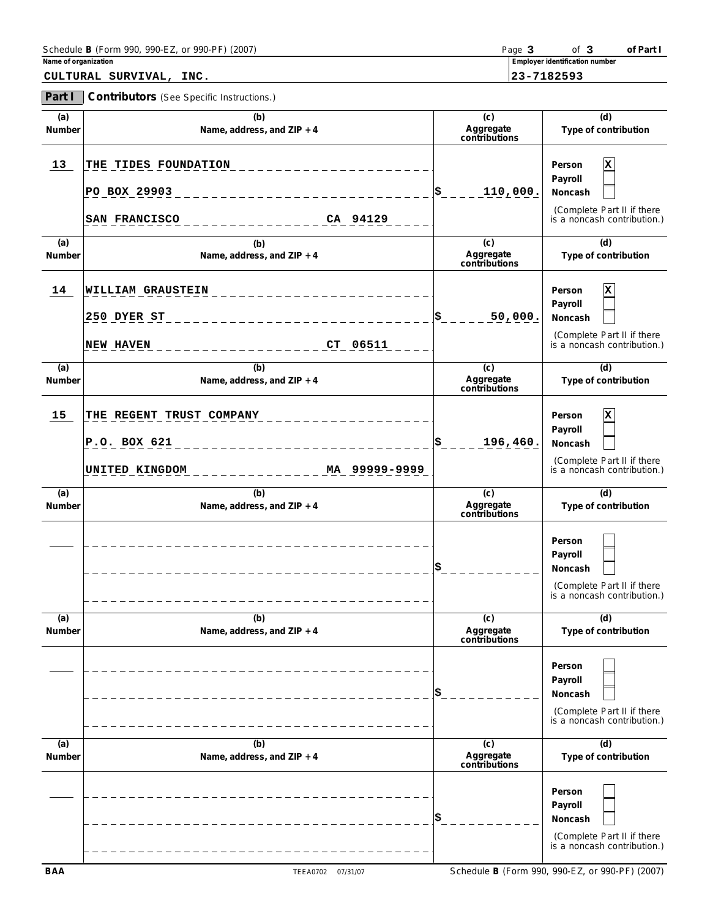Schedule **B** (Form 990, 990-EZ, or 990-PF) (2007) Page **3** of **3** of Part I

**Name of organization**

CULTURAL SURVIVAL, INC.

**Employer identification number**

23-7182593

## Part I Contributors (See Specific Instructions.)

| (a) Number | (b) Name, address, and ZIP + 4 | (c) Aggregate contributions | (d) Type of contribution |
|---|---|---|---|
| 13 | THE TIDES FOUNDATION<br>PO BOX 29903<br>SAN FRANCISCO CA 94129 | $ 110,000. | Person [X]<br>Payroll [ ]<br>Noncash [ ]<br>(Complete Part II if there is a noncash contribution.) |
| 14 | WILLIAM GRAUSTEIN<br>250 DYER ST<br>NEW HAVEN CT 06511 | $ 50,000. | Person [X]<br>Payroll [ ]<br>Noncash [ ]<br>(Complete Part II if there is a noncash contribution.) |
| 15 | THE REGENT TRUST COMPANY<br>P.O. BOX 621<br>UNITED KINGDOM MA 99999-9999 | $ 196,460. | Person [X]<br>Payroll [ ]<br>Noncash [ ]<br>(Complete Part II if there is a noncash contribution.) |
| | | $ | Person [ ]<br>Payroll [ ]<br>Noncash [ ]<br>(Complete Part II if there is a noncash contribution.) |
| | | $ | Person [ ]<br>Payroll [ ]<br>Noncash [ ]<br>(Complete Part II if there is a noncash contribution.) |
| | | $ | Person [ ]<br>Payroll [ ]<br>Noncash [ ]<br>(Complete Part II if there is a noncash contribution.) |

BAA TEEA0702 07/31/07 Schedule **B** (Form 990, 990-EZ, or 990-PF) (2007)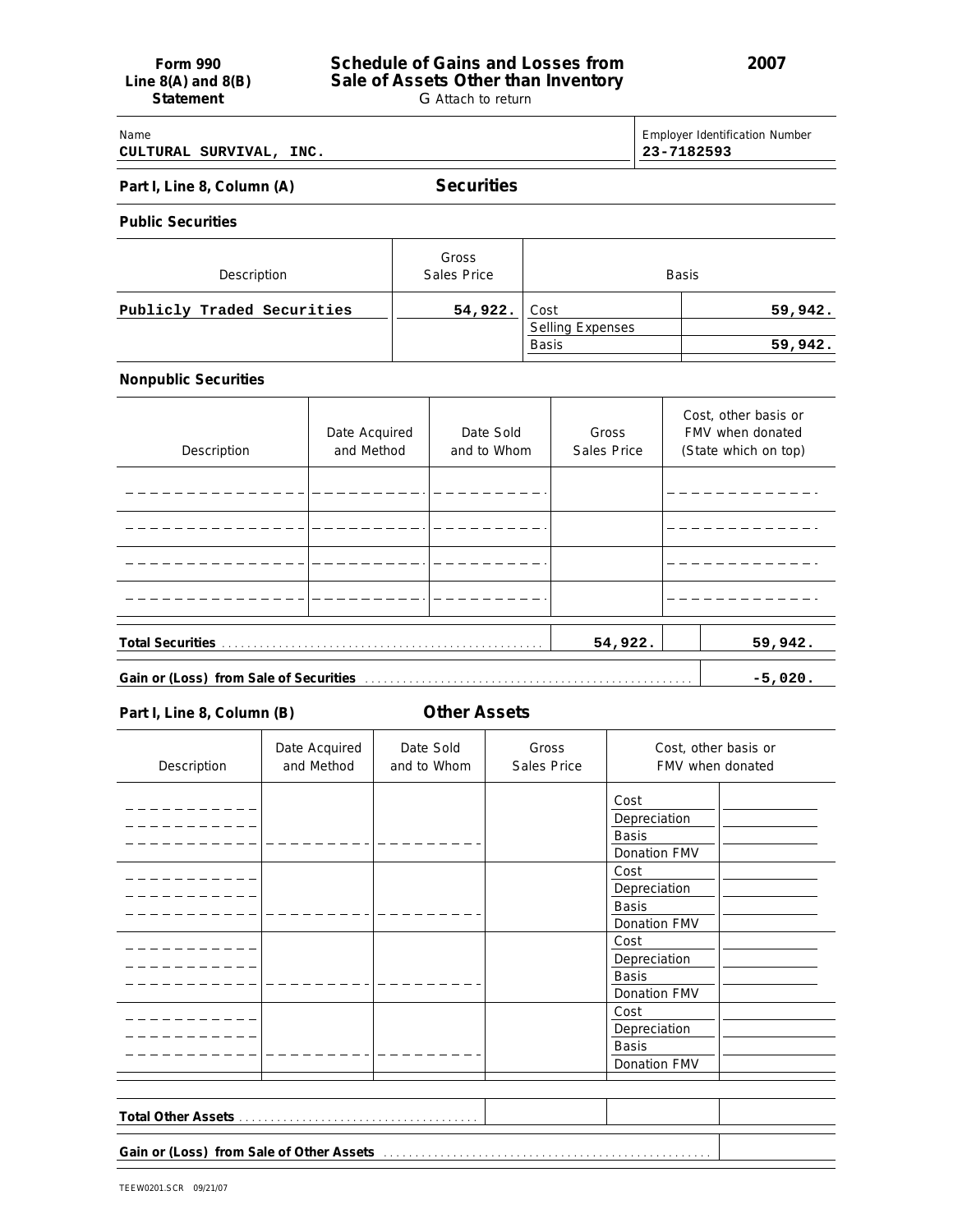**Form 990 Line 8(A) and 8(B) Statement**

# Schedule of Gains and Losses from Sale of Assets Other than Inventory

**2007**

G Attach to return

| Name | Employer Identification Number |
|---|---|
| CULTURAL SURVIVAL, INC. | 23-7182593 |

## Part I, Line 8, Column (A) — Securities

### Public Securities

| Description | Gross Sales Price | Basis | |
|---|---|---|---|
| Publicly Traded Securities | 54,922. | Cost | 59,942. |
| | | Selling Expenses | |
| | | Basis | 59,942. |

### Nonpublic Securities

| Description | Date Acquired and Method | Date Sold and to Whom | Gross Sales Price | Cost, other basis or FMV when donated (State which on top) |
|---|---|---|---|---|
| | | | | |
| | | | | |
| | | | | |
| | | | | |

| | | |
|---|---|---|
| **Total Securities** | 54,922. | 59,942. |
| **Gain or (Loss) from Sale of Securities** | | -5,020. |

## Part I, Line 8, Column (B) — Other Assets

| Description | Date Acquired and Method | Date Sold and to Whom | Gross Sales Price | Cost, other basis or FMV when donated | |
|---|---|---|---|---|---|
| | | | | Cost | |
| | | | | Depreciation | |
| | | | | Basis | |
| | | | | Donation FMV | |
| | | | | Cost | |
| | | | | Depreciation | |
| | | | | Basis | |
| | | | | Donation FMV | |
| | | | | Cost | |
| | | | | Depreciation | |
| | | | | Basis | |
| | | | | Donation FMV | |
| | | | | Cost | |
| | | | | Depreciation | |
| | | | | Basis | |
| | | | | Donation FMV | |

| | | | |
|---|---|---|---|
| **Total Other Assets** | | | |
| **Gain or (Loss) from Sale of Other Assets** | | | |

TEEW0201.SCR 09/21/07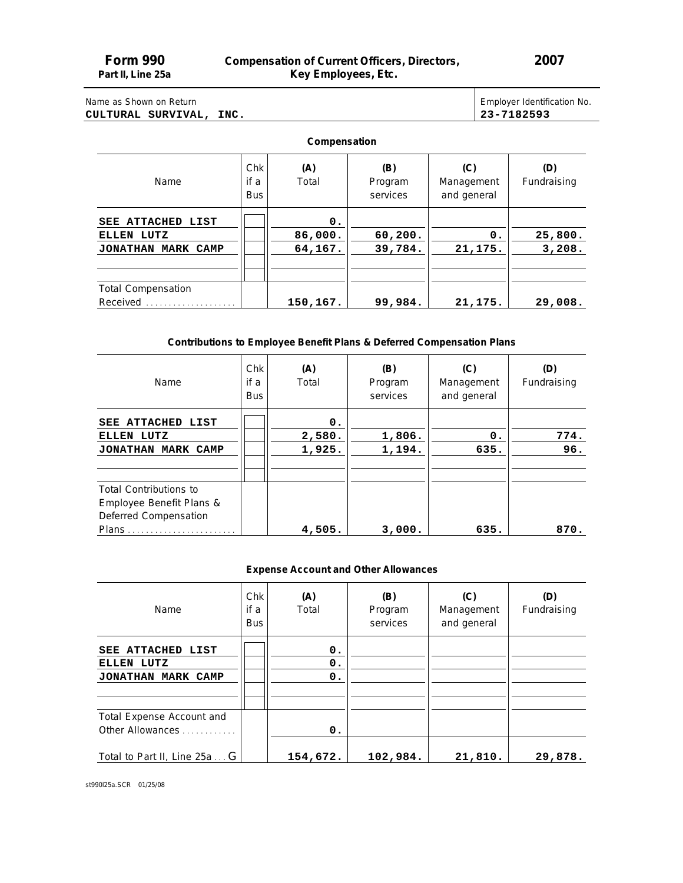**Form 990**
**Part II, Line 25a**

**Compensation of Current Officers, Directors, Key Employees, Etc.**

**2007**

Name as Shown on Return: **CULTURAL SURVIVAL, INC.**

Employer Identification No.: **23-7182593**

### Compensation

| Name | Chk if a Bus | (A) Total | (B) Program services | (C) Management and general | (D) Fundraising |
|---|---|---|---|---|---|
| SEE ATTACHED LIST | | 0. | | | |
| ELLEN LUTZ | | 86,000. | 60,200. | 0. | 25,800. |
| JONATHAN MARK CAMP | | 64,167. | 39,784. | 21,175. | 3,208. |
| | | | | | |
| | | | | | |
| Total Compensation Received | | 150,167. | 99,984. | 21,175. | 29,008. |

### Contributions to Employee Benefit Plans & Deferred Compensation Plans

| Name | Chk if a Bus | (A) Total | (B) Program services | (C) Management and general | (D) Fundraising |
|---|---|---|---|---|---|
| SEE ATTACHED LIST | | 0. | | | |
| ELLEN LUTZ | | 2,580. | 1,806. | 0. | 774. |
| JONATHAN MARK CAMP | | 1,925. | 1,194. | 635. | 96. |
| | | | | | |
| | | | | | |
| Total Contributions to Employee Benefit Plans & Deferred Compensation Plans | | 4,505. | 3,000. | 635. | 870. |

### Expense Account and Other Allowances

| Name | Chk if a Bus | (A) Total | (B) Program services | (C) Management and general | (D) Fundraising |
|---|---|---|---|---|---|
| SEE ATTACHED LIST | | 0. | | | |
| ELLEN LUTZ | | 0. | | | |
| JONATHAN MARK CAMP | | 0. | | | |
| | | | | | |
| | | | | | |
| Total Expense Account and Other Allowances | | 0. | | | |
| Total to Part II, Line 25a . . . G | | 154,672. | 102,984. | 21,810. | 29,878. |

st990l25a.SCR 01/25/08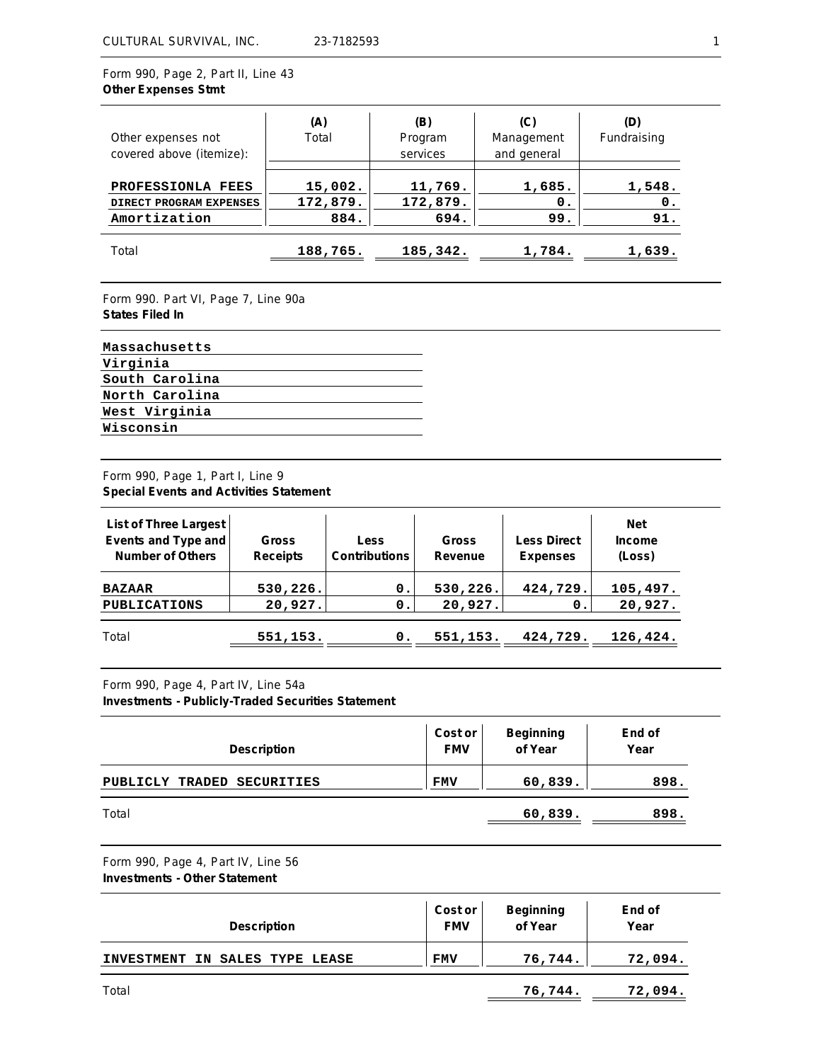Form 990, Page 2, Part II, Line 43
**Other Expenses Stmt**

| Other expenses not covered above (itemize): | (A) Total | (B) Program services | (C) Management and general | (D) Fundraising |
|---|---|---|---|---|
| PROFESSIONLA FEES | 15,002. | 11,769. | 1,685. | 1,548. |
| DIRECT PROGRAM EXPENSES | 172,879. | 172,879. | 0. | 0. |
| Amortization | 884. | 694. | 99. | 91. |
| Total | 188,765. | 185,342. | 1,784. | 1,639. |

Form 990. Part VI, Page 7, Line 90a
**States Filed In**

Massachusetts
Virginia
South Carolina
North Carolina
West Virginia
Wisconsin

Form 990, Page 1, Part I, Line 9
**Special Events and Activities Statement**

| List of Three Largest Events and Type and Number of Others | Gross Receipts | Less Contributions | Gross Revenue | Less Direct Expenses | Net Income (Loss) |
|---|---|---|---|---|---|
| BAZAAR | 530,226. | 0. | 530,226. | 424,729. | 105,497. |
| PUBLICATIONS | 20,927. | 0. | 20,927. | 0. | 20,927. |
| Total | 551,153. | 0. | 551,153. | 424,729. | 126,424. |

Form 990, Page 4, Part IV, Line 54a
**Investments - Publicly-Traded Securities Statement**

| Description | Cost or FMV | Beginning of Year | End of Year |
|---|---|---|---|
| PUBLICLY TRADED SECURITIES | FMV | 60,839. | 898. |
| Total | | 60,839. | 898. |

Form 990, Page 4, Part IV, Line 56
**Investments - Other Statement**

| Description | Cost or FMV | Beginning of Year | End of Year |
|---|---|---|---|
| INVESTMENT IN SALES TYPE LEASE | FMV | 76,744. | 72,094. |
| Total | | 76,744. | 72,094. |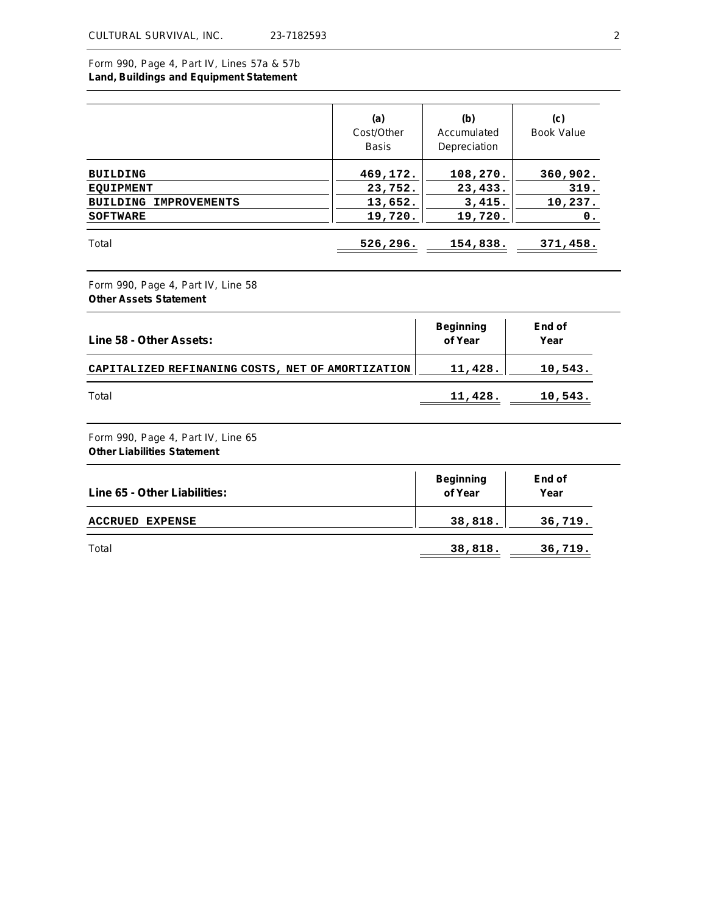Form 990, Page 4, Part IV, Lines 57a & 57b
**Land, Buildings and Equipment Statement**

| | (a) Cost/Other Basis | (b) Accumulated Depreciation | (c) Book Value |
|---|---|---|---|
| BUILDING | 469,172. | 108,270. | 360,902. |
| EQUIPMENT | 23,752. | 23,433. | 319. |
| BUILDING IMPROVEMENTS | 13,652. | 3,415. | 10,237. |
| SOFTWARE | 19,720. | 19,720. | 0. |
| Total | 526,296. | 154,838. | 371,458. |

Form 990, Page 4, Part IV, Line 58
**Other Assets Statement**

| Line 58 - Other Assets: | Beginning of Year | End of Year |
|---|---|---|
| CAPITALIZED REFINANING COSTS, NET OF AMORTIZATION | 11,428. | 10,543. |
| Total | 11,428. | 10,543. |

Form 990, Page 4, Part IV, Line 65
**Other Liabilities Statement**

| Line 65 - Other Liabilities: | Beginning of Year | End of Year |
|---|---|---|
| ACCRUED EXPENSE | 38,818. | 36,719. |
| Total | 38,818. | 36,719. |